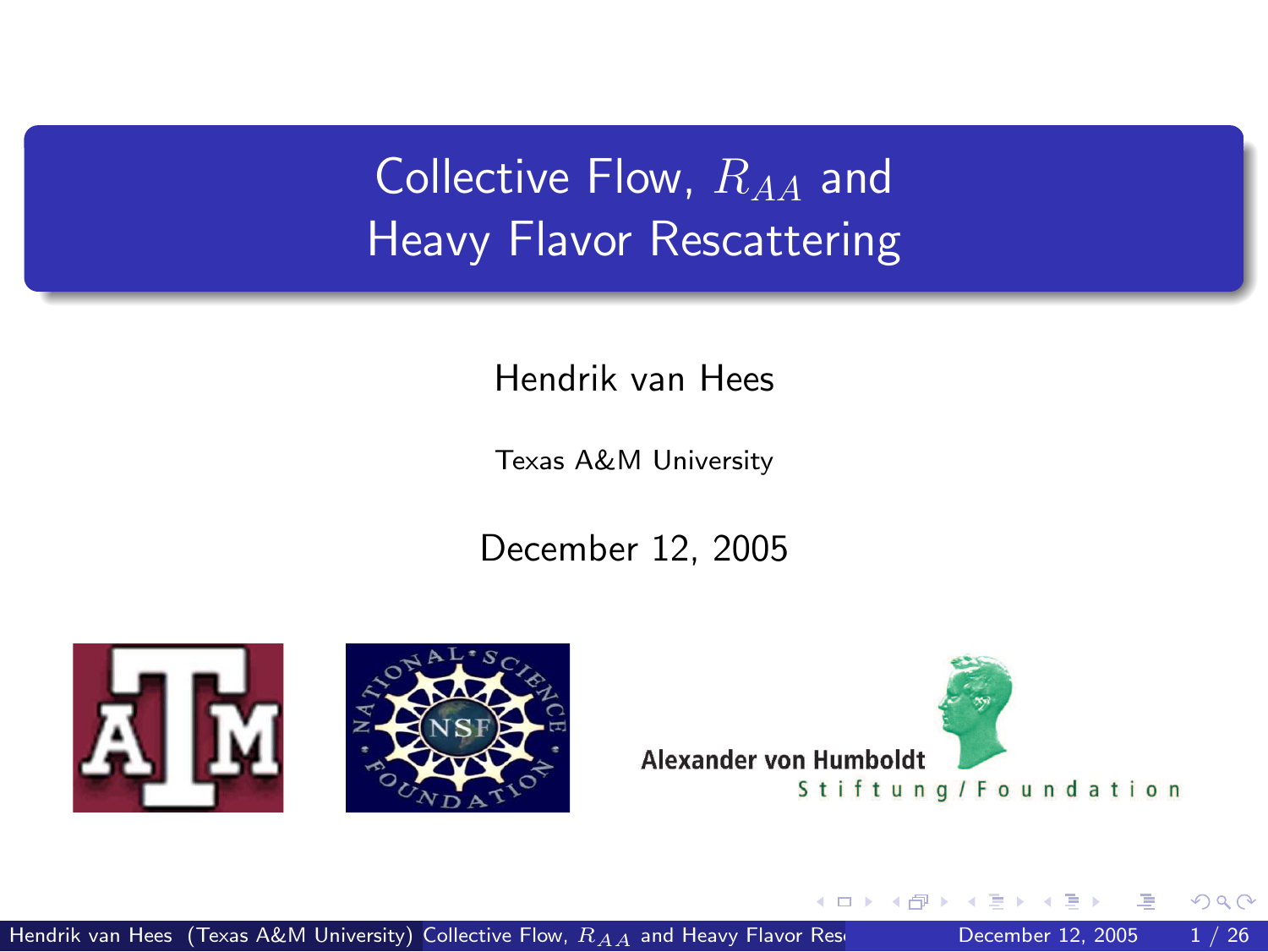# Collective Flow, $R_{AA}$ and Heavy Flavor Rescattering

Hendrik van Hees

Texas A&M University

December 12, 2005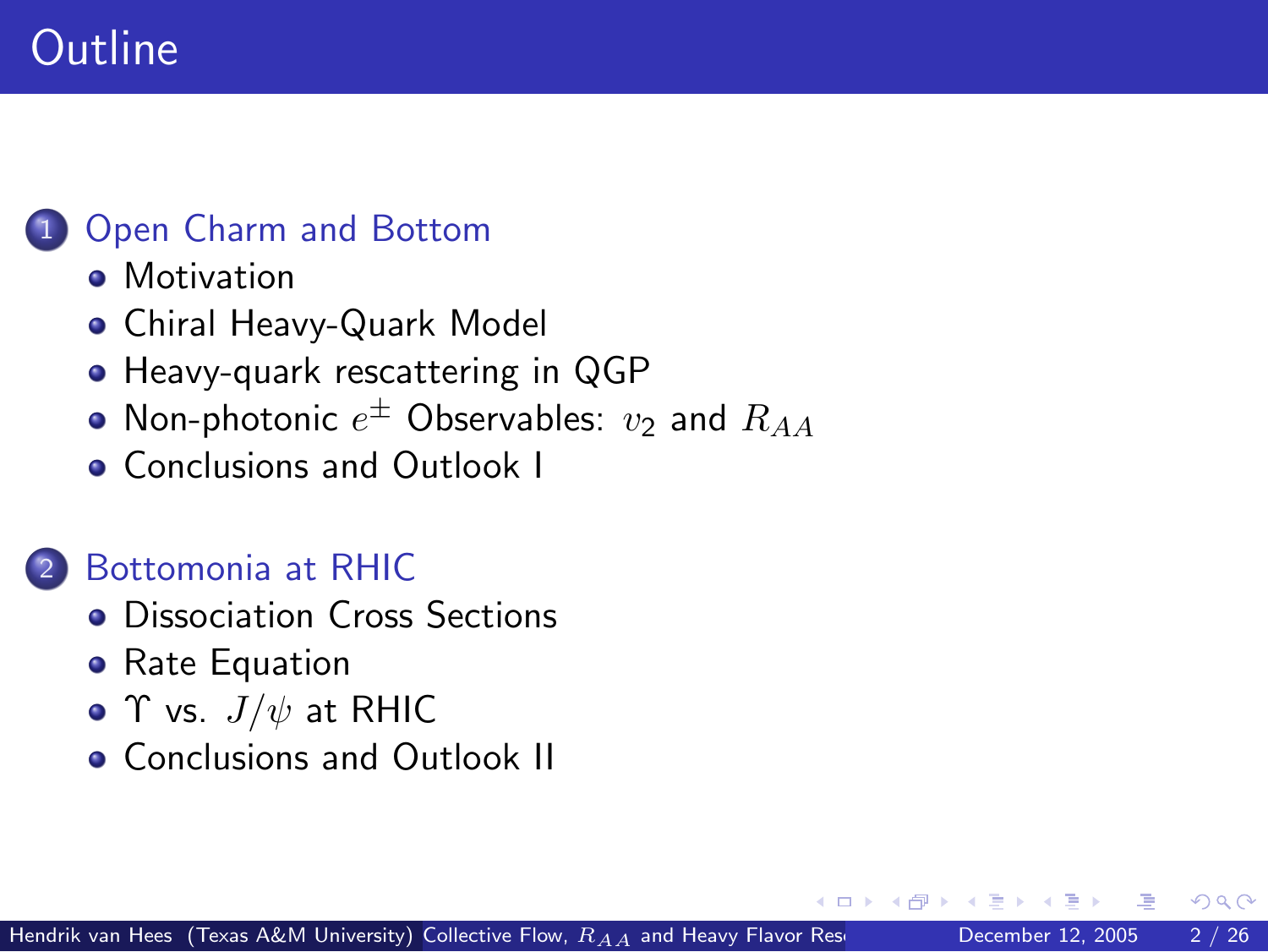# Outline

1. Open Charm and Bottom
   - Motivation
   - Chiral Heavy-Quark Model
   - Heavy-quark rescattering in QGP
   - Non-photonic $e^{\pm}$ Observables: $v_2$ and $R_{AA}$
   - Conclusions and Outlook I

2. Bottomonia at RHIC
   - Dissociation Cross Sections
   - Rate Equation
   - $\Upsilon$ vs. $J/\psi$ at RHIC
   - Conclusions and Outlook II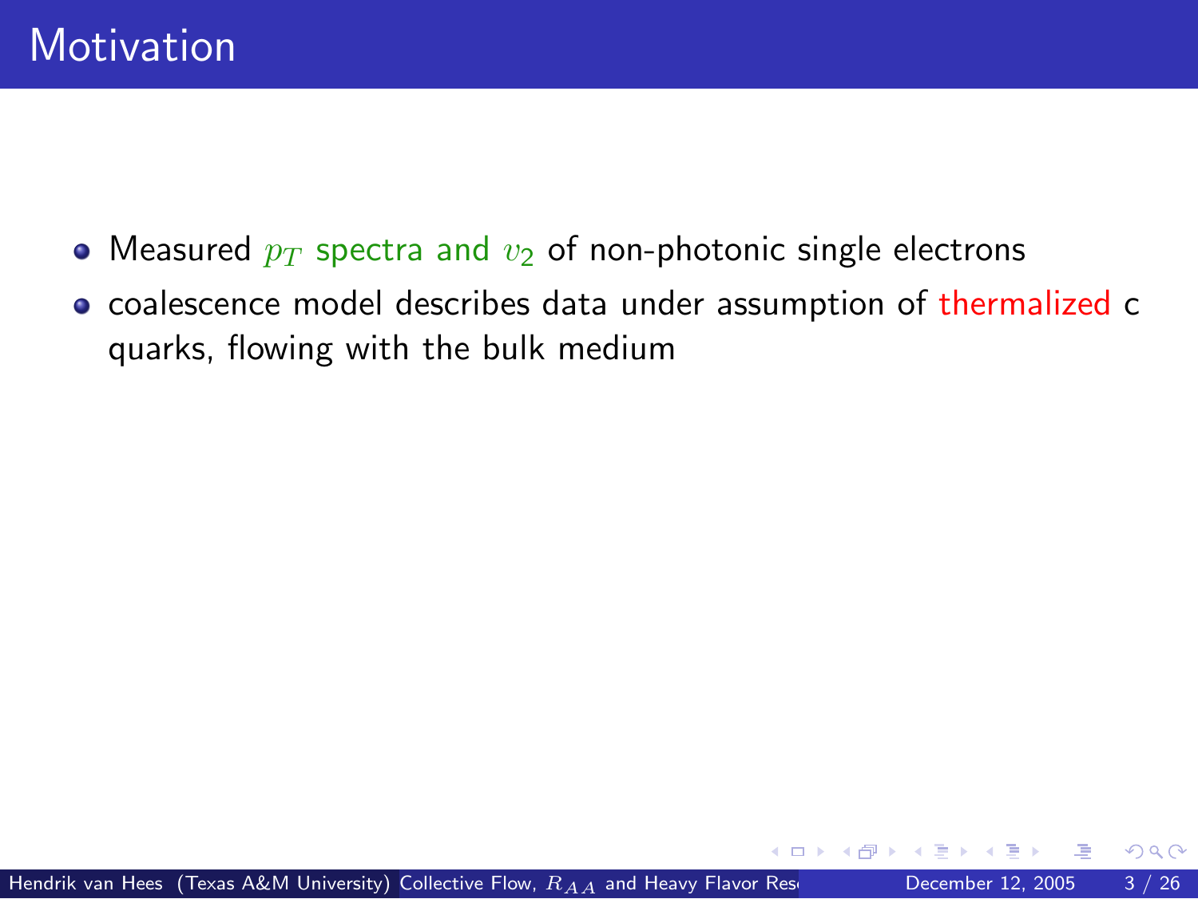# Motivation

- Measured $p_T$ spectra and $v_2$ of non-photonic single electrons
- coalescence model describes data under assumption of thermalized c quarks, flowing with the bulk medium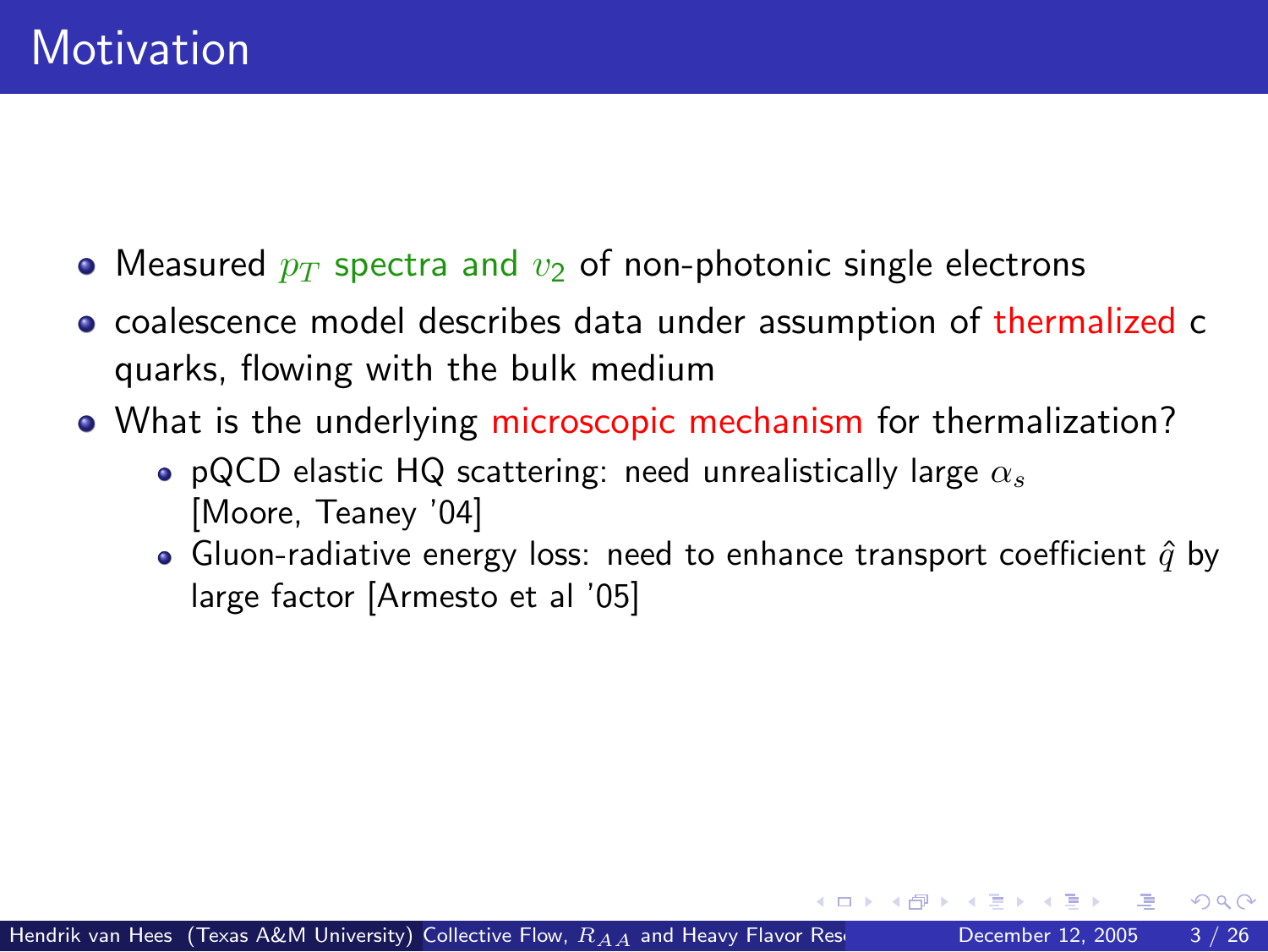# Motivation

- Measured $p_T$ spectra and $v_2$ of non-photonic single electrons
- coalescence model describes data under assumption of thermalized c quarks, flowing with the bulk medium
- What is the underlying microscopic mechanism for thermalization?
  - pQCD elastic HQ scattering: need unrealistically large $\alpha_s$ [Moore, Teaney '04]
  - Gluon-radiative energy loss: need to enhance transport coefficient $\hat{q}$ by large factor [Armesto et al '05]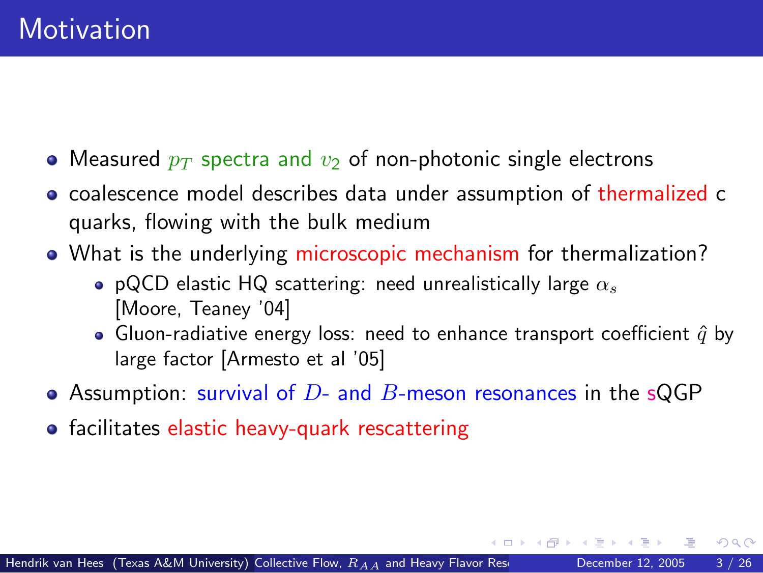# Motivation

- Measured $p_T$ spectra and $v_2$ of non-photonic single electrons
- coalescence model describes data under assumption of thermalized c quarks, flowing with the bulk medium
- What is the underlying microscopic mechanism for thermalization?
  - pQCD elastic HQ scattering: need unrealistically large $\alpha_s$ [Moore, Teaney '04]
  - Gluon-radiative energy loss: need to enhance transport coefficient $\hat{q}$ by large factor [Armesto et al '05]
- Assumption: survival of $D$- and $B$-meson resonances in the sQGP
- facilitates elastic heavy-quark rescattering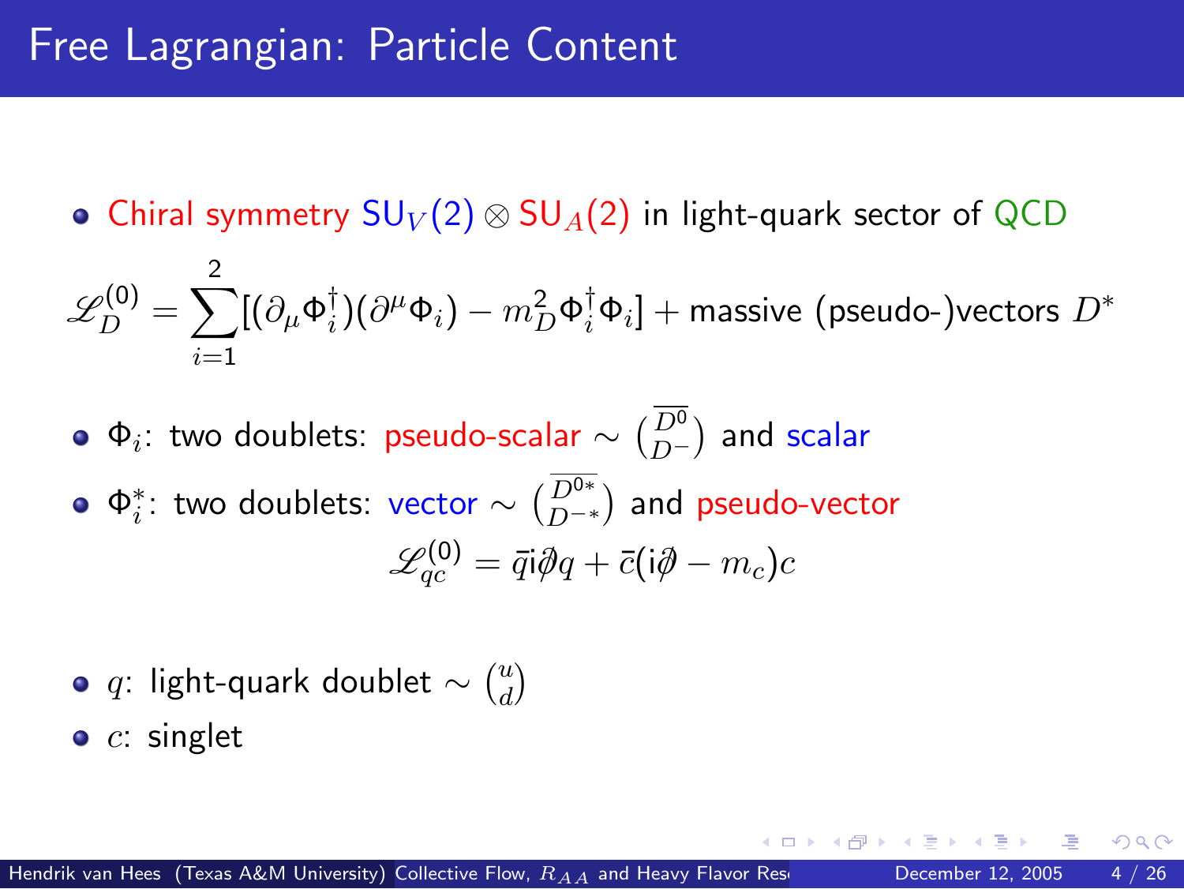# Free Lagrangian: Particle Content

- Chiral symmetry $\text{SU}_V(2) \otimes \text{SU}_A(2)$ in light-quark sector of QCD

$$\mathscr{L}_D^{(0)} = \sum_{i=1}^{2} [(\partial_\mu \Phi_i^\dagger)(\partial^\mu \Phi_i) - m_D^2 \Phi_i^\dagger \Phi_i] + \text{massive (pseudo-)vectors } D^*$$

- $\Phi_i$: two doublets: pseudo-scalar $\sim \binom{\overline{D^0}}{D^-}$ and scalar
- $\Phi_i^*$: two doublets: vector $\sim \binom{\overline{D^{0*}}}{D^{-*}}$ and pseudo-vector

$$\mathscr{L}_{qc}^{(0)} = \bar{q} \mathrm{i} \partial\!\!\!/ q + \bar{c}(\mathrm{i} \partial\!\!\!/ - m_c) c$$

- $q$: light-quark doublet $\sim \binom{u}{d}$
- $c$: singlet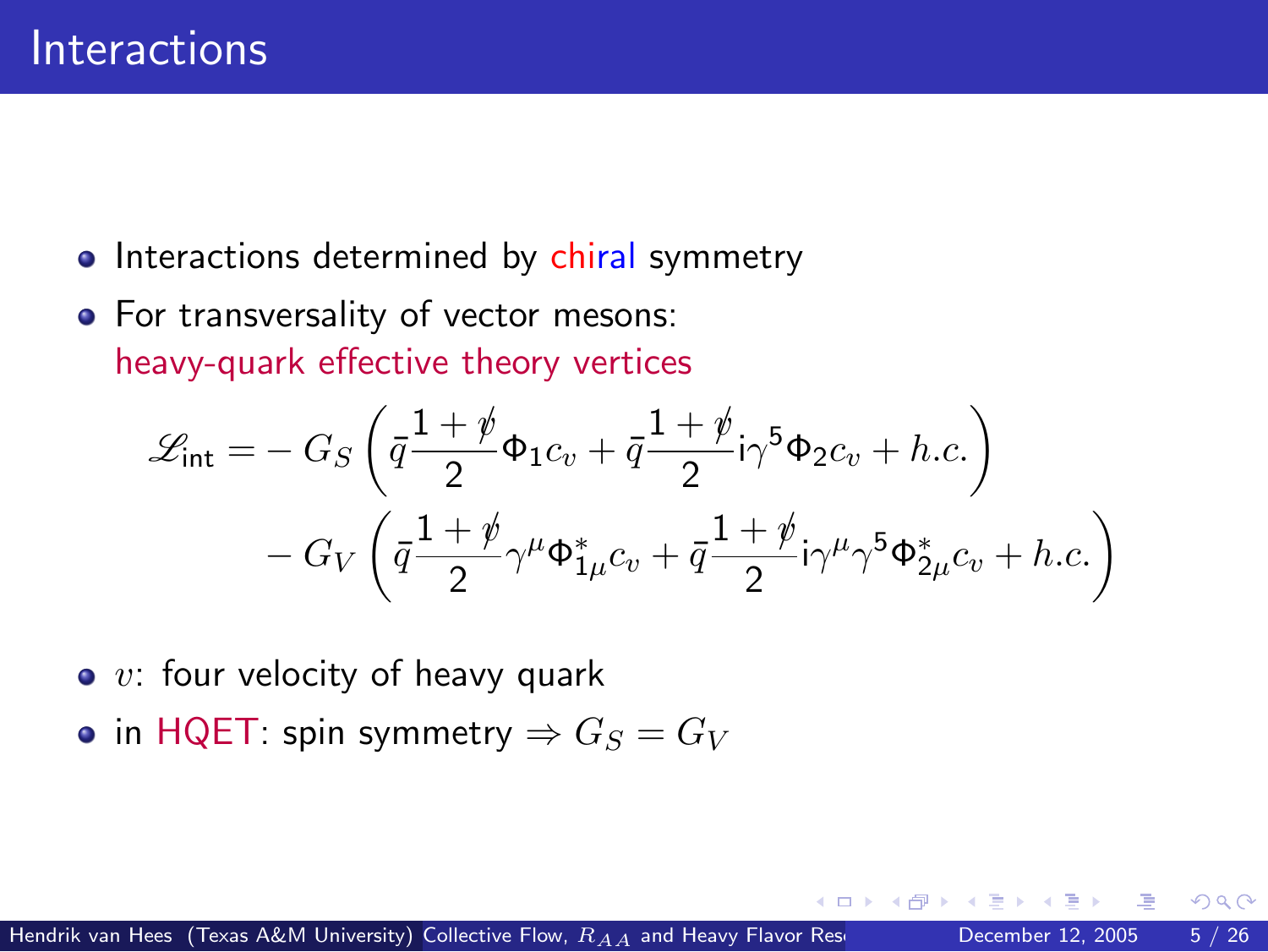# Interactions

- Interactions determined by chiral symmetry
- For transversality of vector mesons: heavy-quark effective theory vertices

$$\mathscr{L}_{\text{int}} = -G_S \left( \bar{q} \frac{1+\not{v}}{2} \Phi_1 c_v + \bar{q} \frac{1+\not{v}}{2} \mathrm{i}\gamma^5 \Phi_2 c_v + h.c. \right) - G_V \left( \bar{q} \frac{1+\not{v}}{2} \gamma^\mu \Phi^*_{1\mu} c_v + \bar{q} \frac{1+\not{v}}{2} \mathrm{i}\gamma^\mu \gamma^5 \Phi^*_{2\mu} c_v + h.c. \right)$$

- $v$: four velocity of heavy quark
- in HQET: spin symmetry $\Rightarrow G_S = G_V$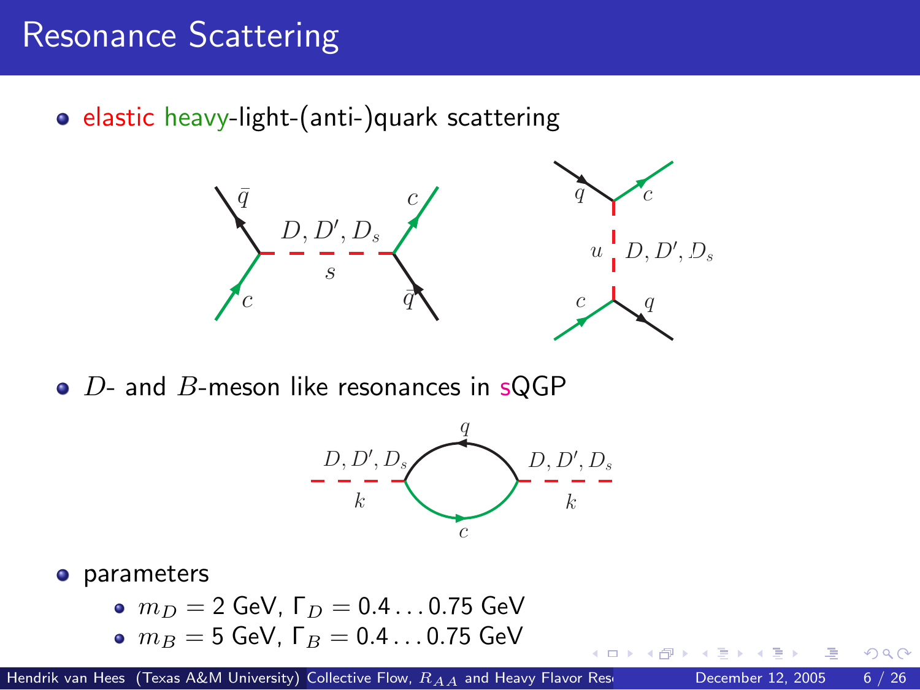# Resonance Scattering

- elastic heavy-light-(anti-)quark scattering

- $D$- and $B$-meson like resonances in sQGP

- parameters
  - $m_D = 2$ GeV, $\Gamma_D = 0.4 \ldots 0.75$ GeV
  - $m_B = 5$ GeV, $\Gamma_B = 0.4 \ldots 0.75$ GeV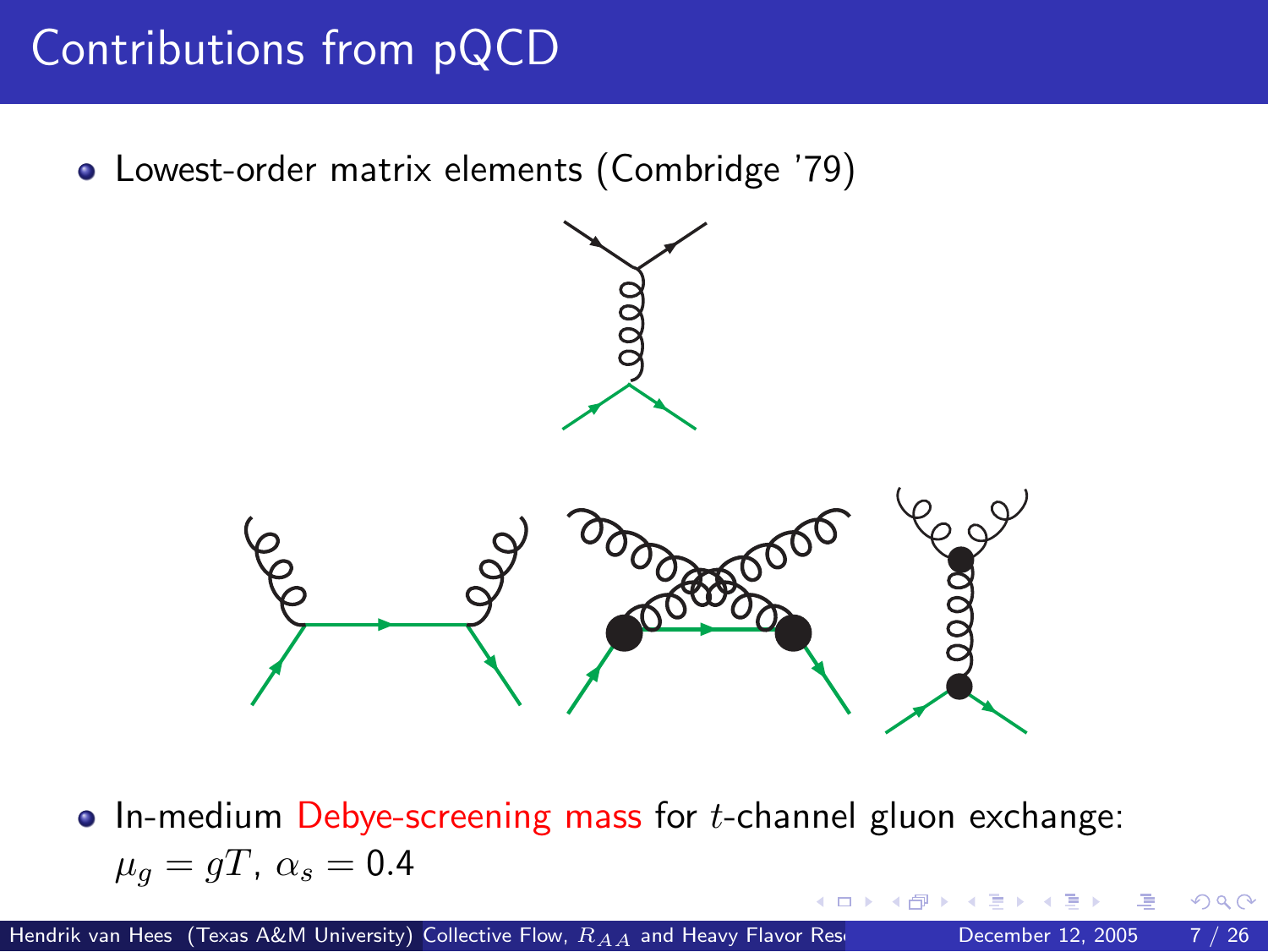# Contributions from pQCD

- Lowest-order matrix elements (Combridge '79)

- In-medium Debye-screening mass for $t$-channel gluon exchange: $\mu_g = gT$, $\alpha_s = 0.4$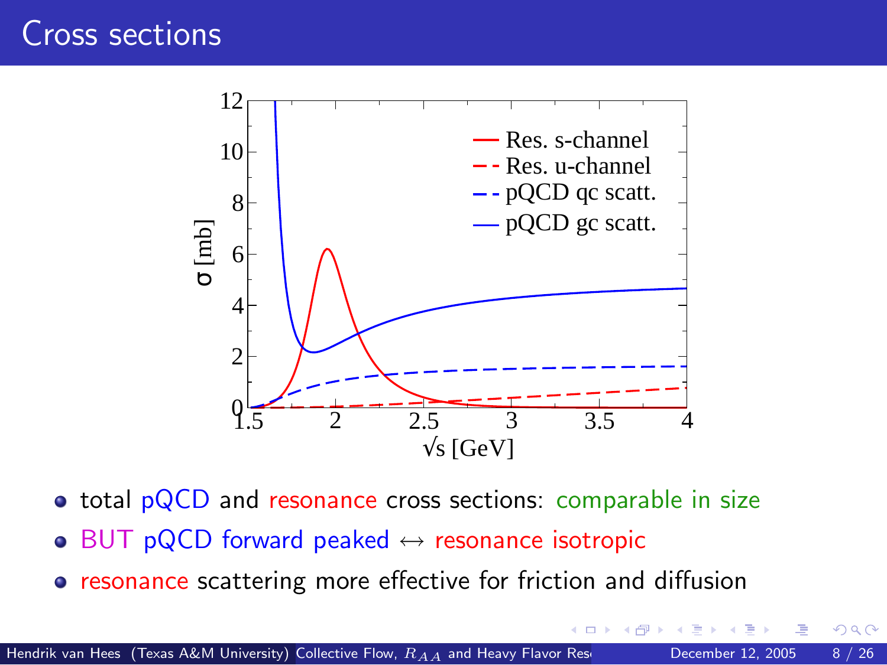# Cross sections

- total pQCD and resonance cross sections: comparable in size
- BUT pQCD forward peaked $\leftrightarrow$ resonance isotropic
- resonance scattering more effective for friction and diffusion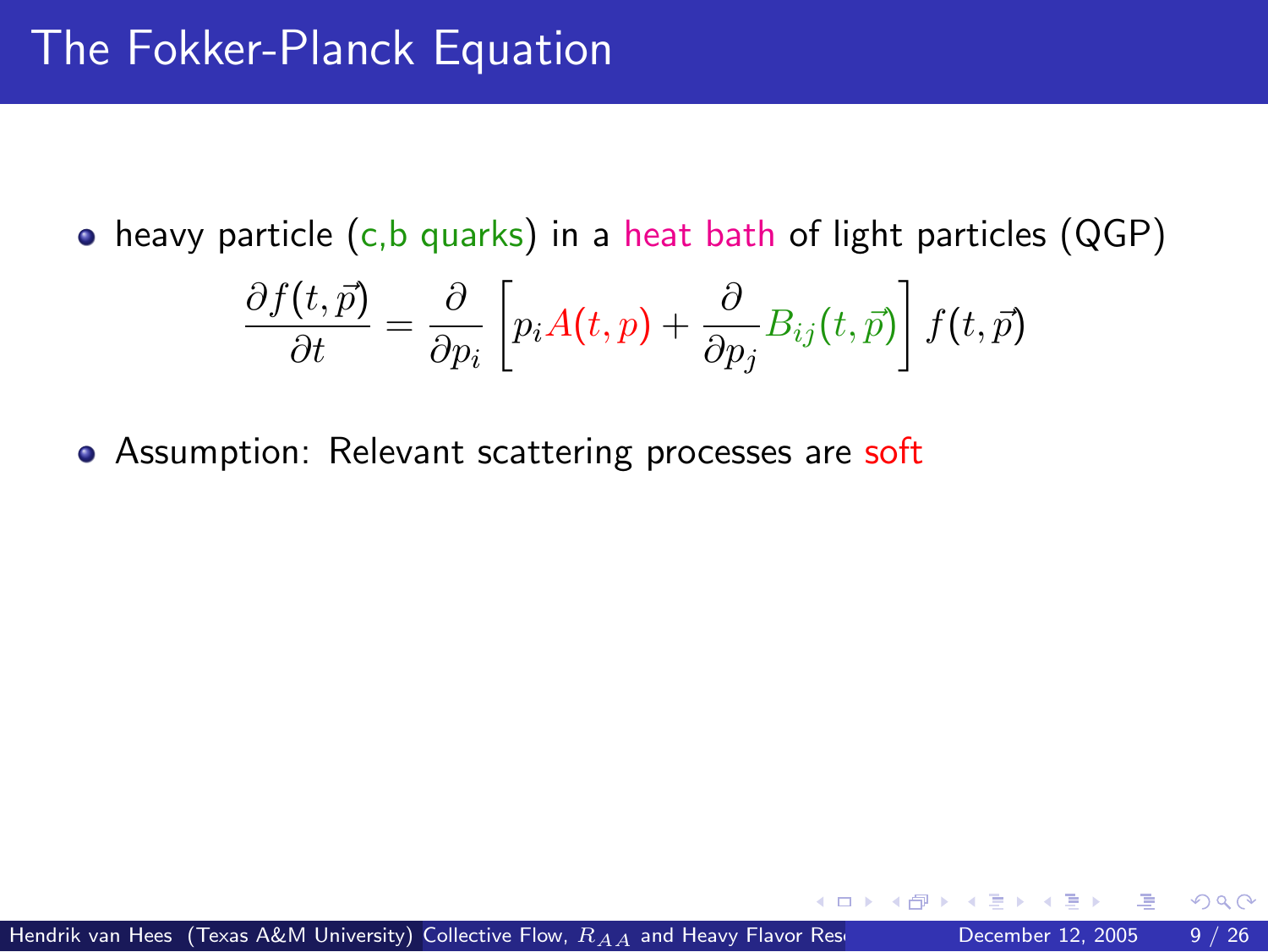# The Fokker-Planck Equation

- heavy particle (c,b quarks) in a heat bath of light particles (QGP)

$$\frac{\partial f(t,\vec{p})}{\partial t} = \frac{\partial}{\partial p_i}\left[p_i A(t,p) + \frac{\partial}{\partial p_j} B_{ij}(t,\vec{p})\right] f(t,\vec{p})$$

- Assumption: Relevant scattering processes are soft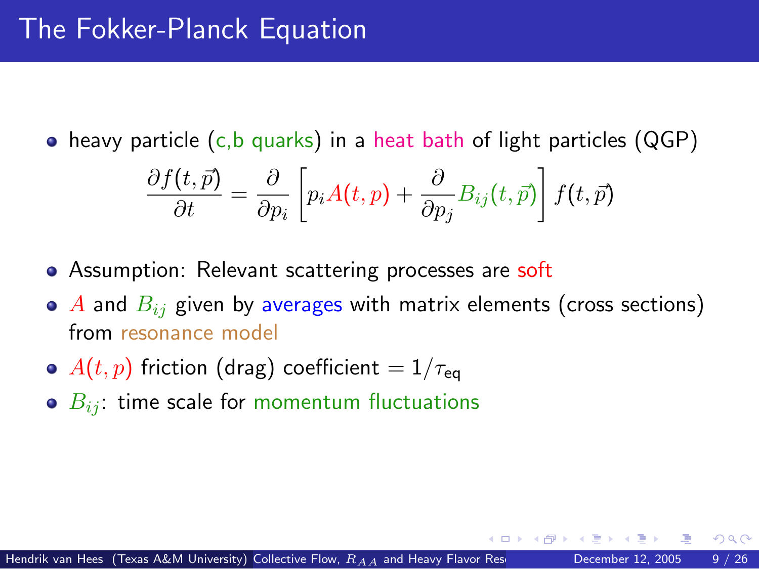# The Fokker-Planck Equation

- heavy particle (c,b quarks) in a heat bath of light particles (QGP)

$$\frac{\partial f(t,\vec{p})}{\partial t} = \frac{\partial}{\partial p_i}\left[p_i A(t,p) + \frac{\partial}{\partial p_j} B_{ij}(t,\vec{p})\right] f(t,\vec{p})$$

- Assumption: Relevant scattering processes are soft
- $A$ and $B_{ij}$ given by averages with matrix elements (cross sections) from resonance model
- $A(t,p)$ friction (drag) coefficient $= 1/\tau_{\text{eq}}$
- $B_{ij}$: time scale for momentum fluctuations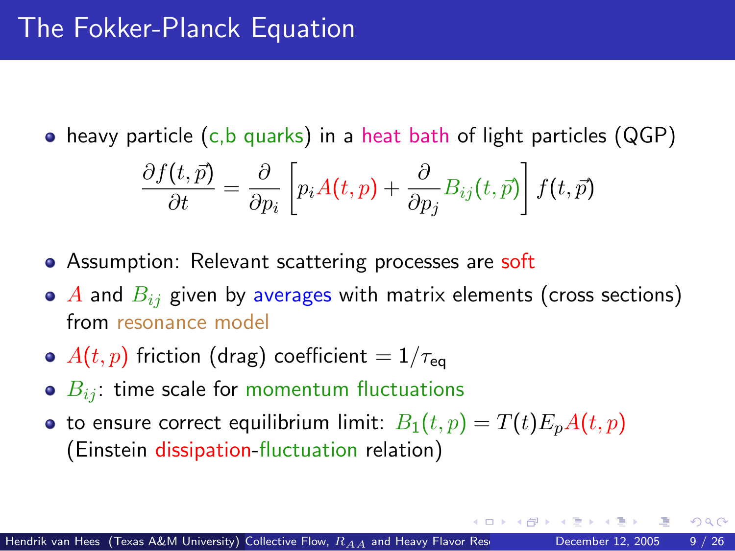# The Fokker-Planck Equation

- heavy particle (c,b quarks) in a heat bath of light particles (QGP)

$$\frac{\partial f(t,\vec{p})}{\partial t} = \frac{\partial}{\partial p_i}\left[p_i A(t,p) + \frac{\partial}{\partial p_j} B_{ij}(t,\vec{p})\right] f(t,\vec{p})$$

- Assumption: Relevant scattering processes are soft
- $A$ and $B_{ij}$ given by averages with matrix elements (cross sections) from resonance model
- $A(t,p)$ friction (drag) coefficient $= 1/\tau_{\text{eq}}$
- $B_{ij}$: time scale for momentum fluctuations
- to ensure correct equilibrium limit: $B_1(t,p) = T(t) E_p A(t,p)$ (Einstein dissipation-fluctuation relation)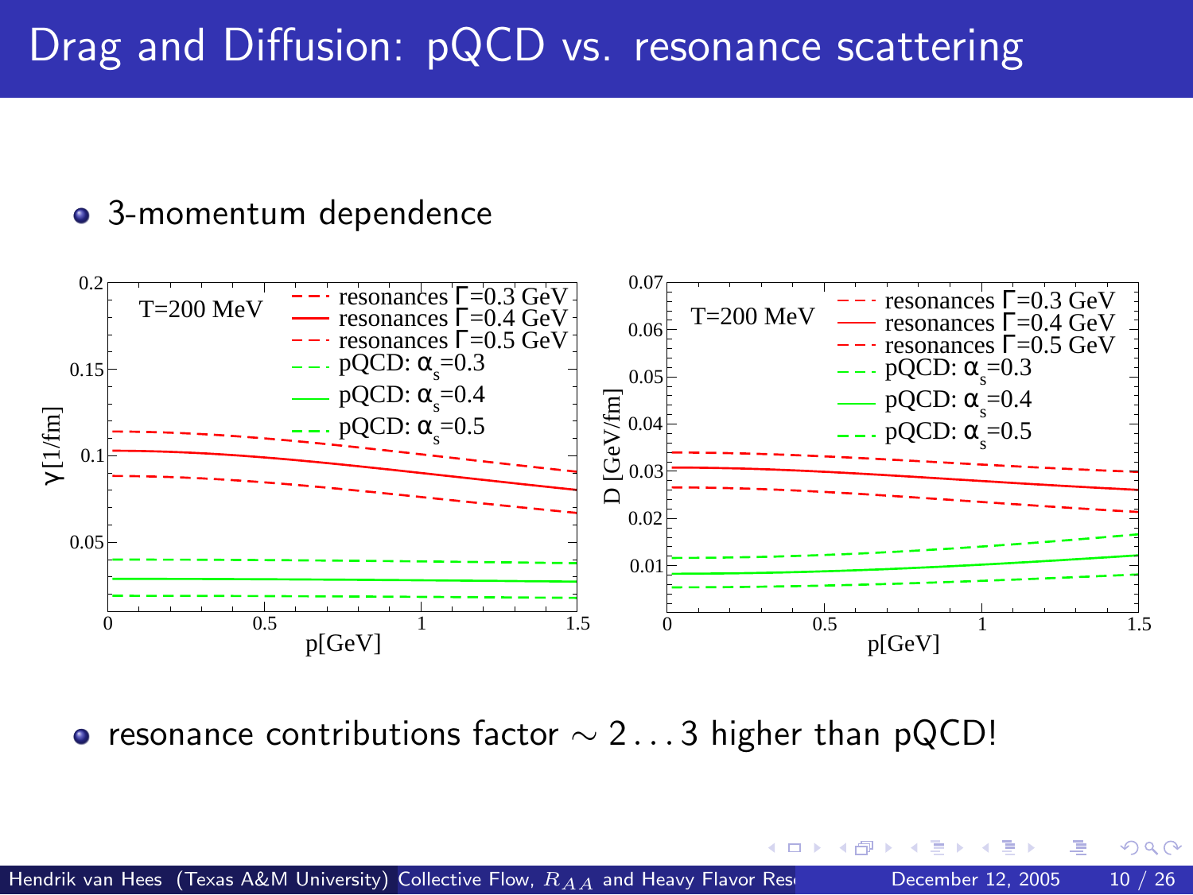# Drag and Diffusion: pQCD vs. resonance scattering

- 3-momentum dependence

- resonance contributions factor $\sim 2 \ldots 3$ higher than pQCD!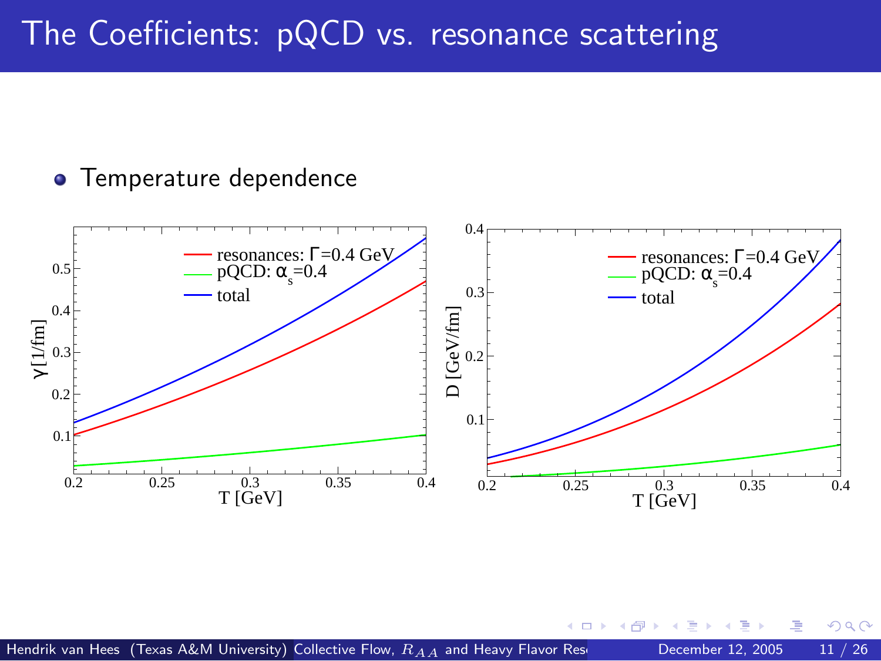# The Coefficients: pQCD vs. resonance scattering

- Temperature dependence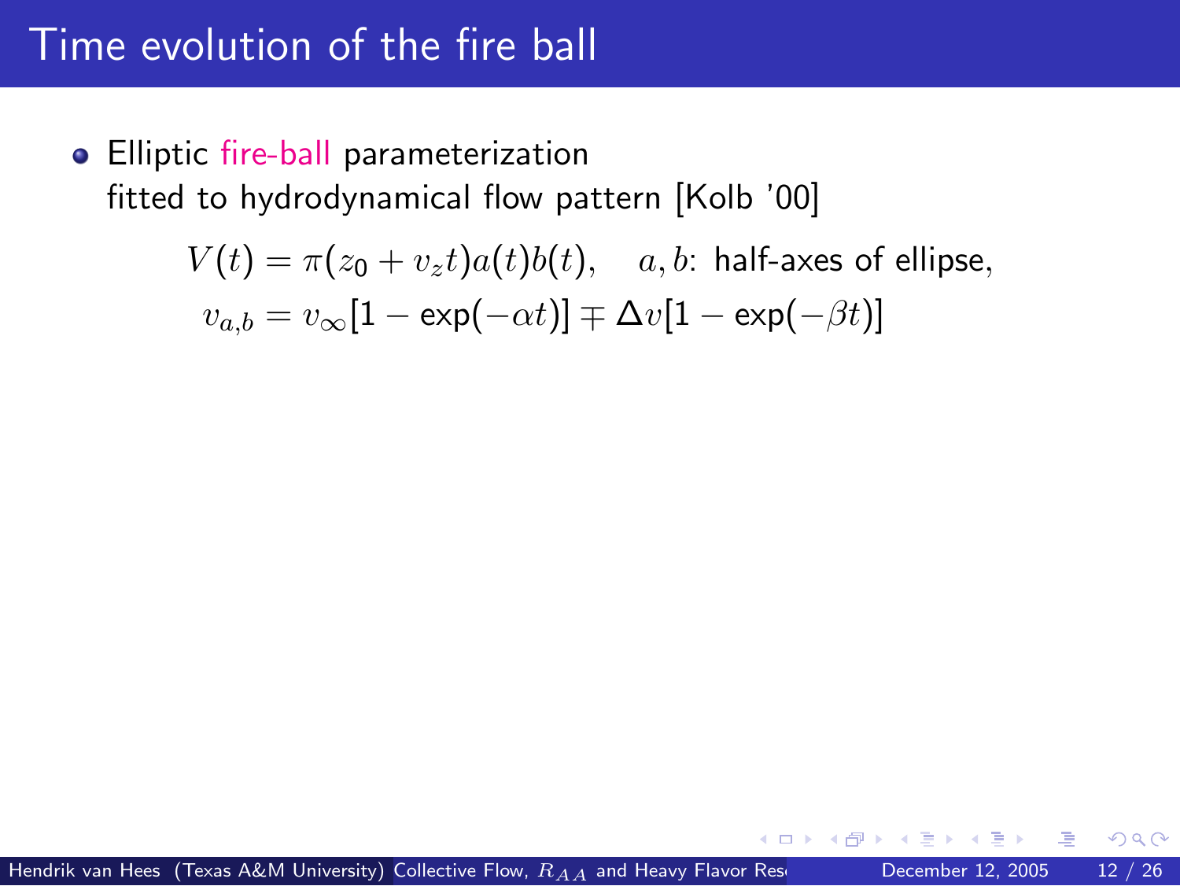# Time evolution of the fire ball

- Elliptic fire-ball parameterization
  fitted to hydrodynamical flow pattern [Kolb '00]

$$V(t) = \pi(z_0 + v_z t) a(t) b(t), \quad a, b\text{: half-axes of ellipse,}$$

$$v_{a,b} = v_\infty[1 - \exp(-\alpha t)] \mp \Delta v[1 - \exp(-\beta t)]$$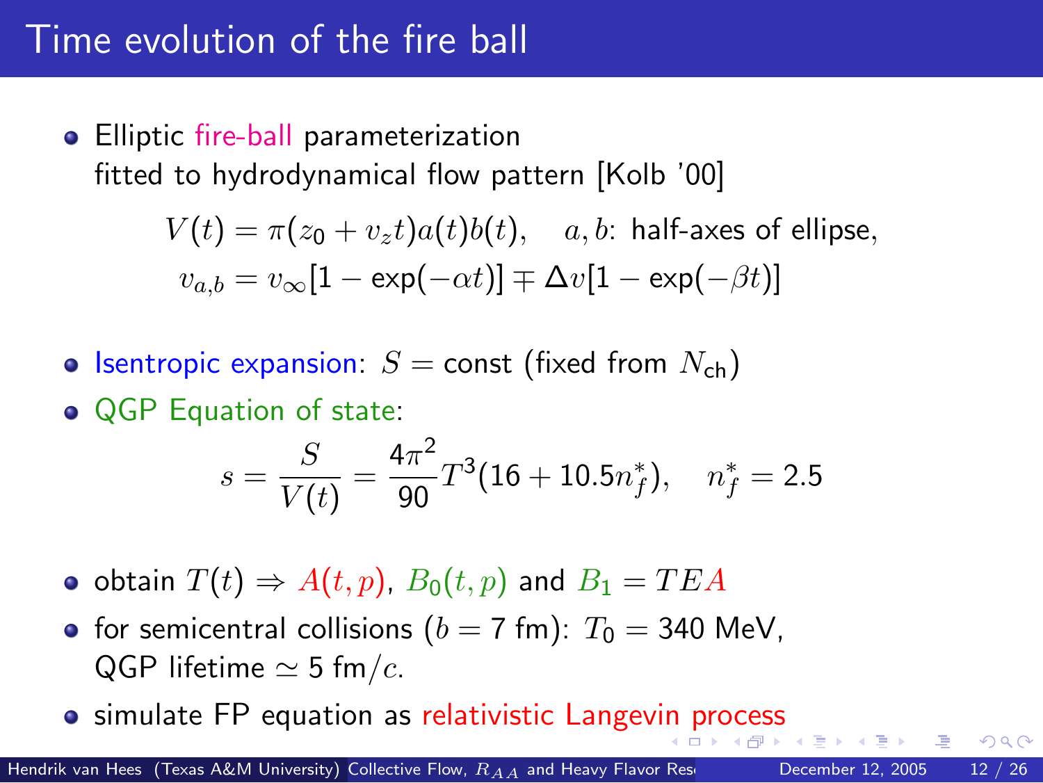# Time evolution of the fire ball

- Elliptic fire-ball parameterization
  fitted to hydrodynamical flow pattern [Kolb '00]

$$V(t) = \pi(z_0 + v_z t) a(t) b(t), \quad a, b\text{: half-axes of ellipse,}$$

$$v_{a,b} = v_\infty[1 - \exp(-\alpha t)] \mp \Delta v[1 - \exp(-\beta t)]$$

- Isentropic expansion: $S = \text{const}$ (fixed from $N_{\text{ch}}$)
- QGP Equation of state:

$$s = \frac{S}{V(t)} = \frac{4\pi^2}{90} T^3 (16 + 10.5 n_f^*), \quad n_f^* = 2.5$$

- obtain $T(t) \Rightarrow A(t,p)$, $B_0(t,p)$ and $B_1 = TEA$
- for semicentral collisions ($b = 7$ fm): $T_0 = 340$ MeV,
  QGP lifetime $\simeq 5$ fm$/c$.
- simulate FP equation as relativistic Langevin process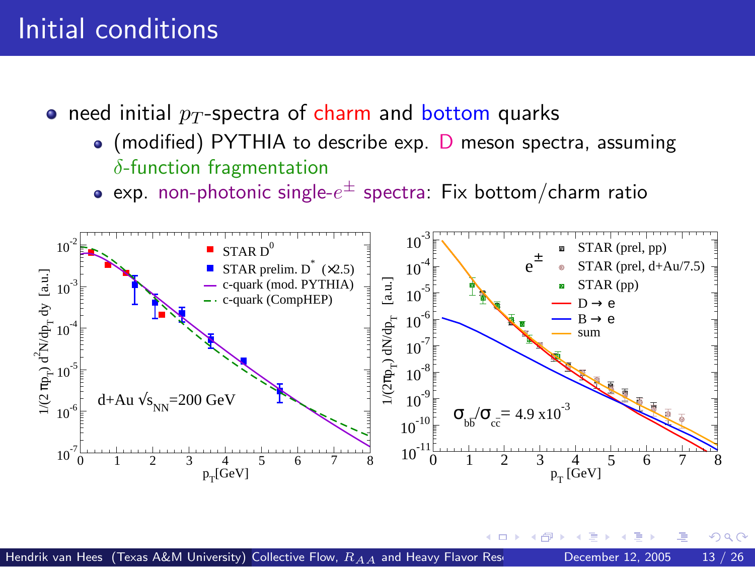# Initial conditions

- need initial $p_T$-spectra of charm and bottom quarks
  - (modified) PYTHIA to describe exp. D meson spectra, assuming $\delta$-function fragmentation
  - exp. non-photonic single-$e^{\pm}$ spectra: Fix bottom/charm ratio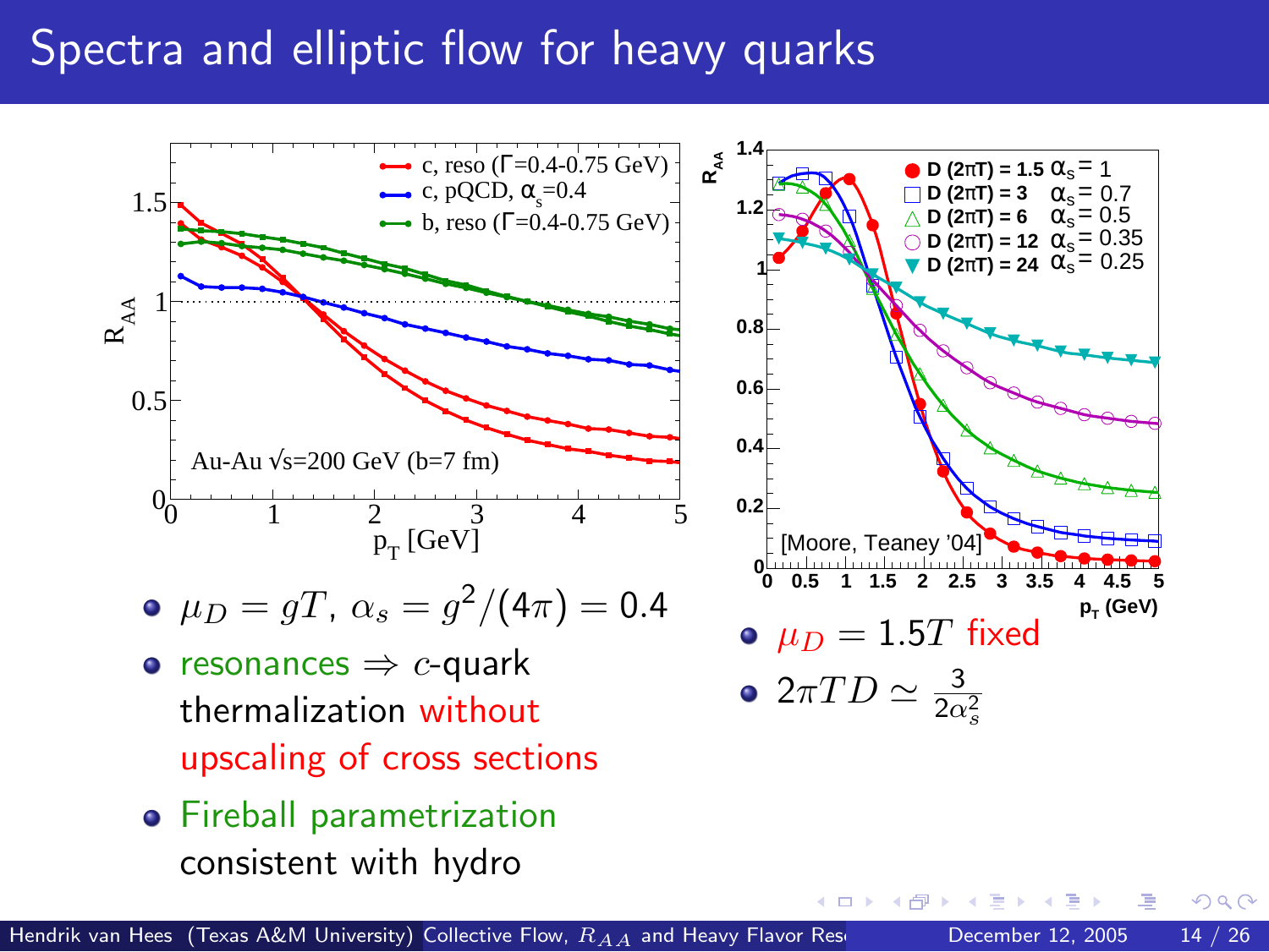# Spectra and elliptic flow for heavy quarks

- $\mu_D = gT$, $\alpha_s = g^2/(4\pi) = 0.4$
- resonances $\Rightarrow$ $c$-quark thermalization without upscaling of cross sections
- Fireball parametrization consistent with hydro

- $\mu_D = 1.5T$ fixed
- $2\pi TD \simeq \frac{3}{2\alpha_s^2}$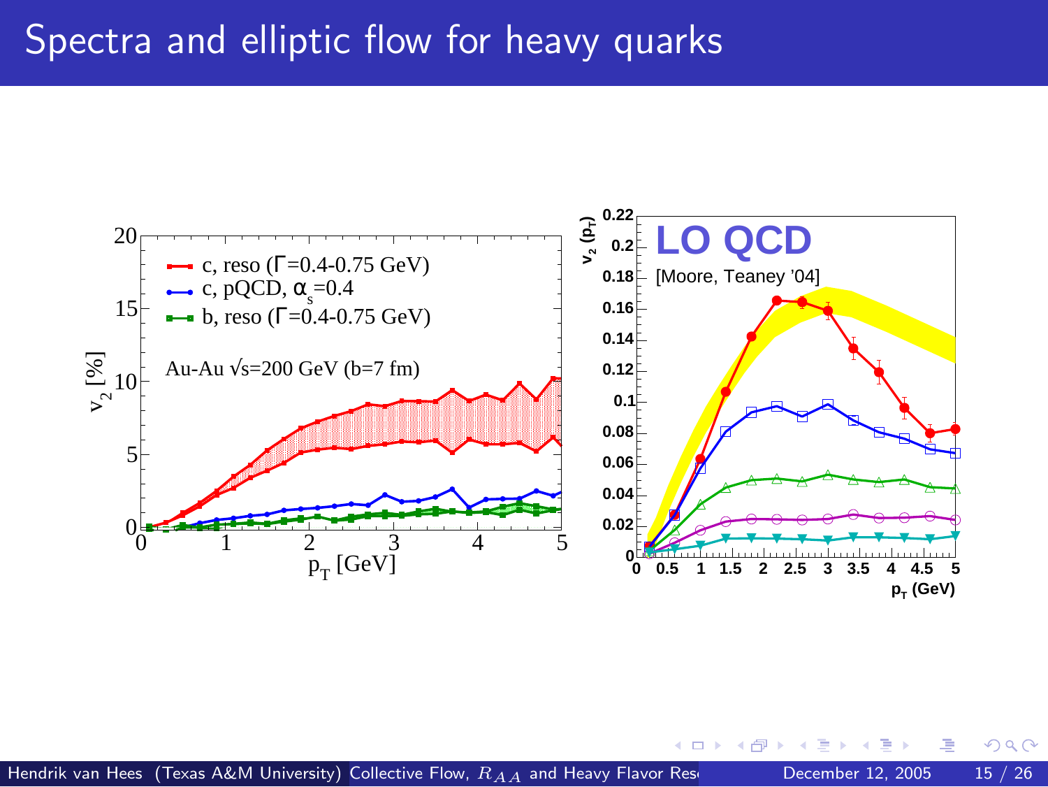# Spectra and elliptic flow for heavy quarks

c, reso ($\Gamma$=0.4-0.75 GeV)

c, pQCD, $\alpha_s$=0.4

b, reso ($\Gamma$=0.4-0.75 GeV)

Au-Au $\sqrt{s}$=200 GeV (b=7 fm)

$v_2$ [%]

$p_T$ [GeV]

**LO QCD**

[Moore, Teaney '04]

$v_2$ ($p_T$)

$p_T$ (GeV)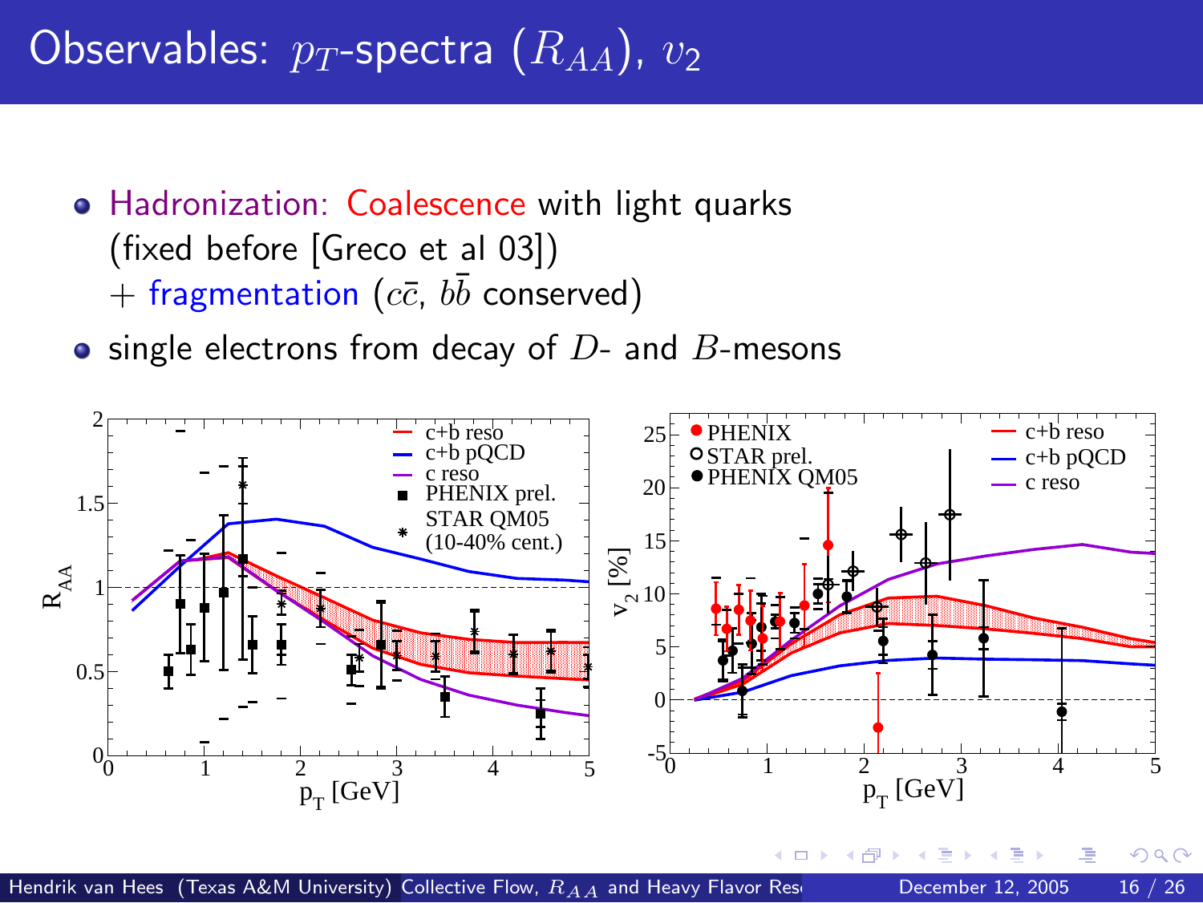# Observables: $p_T$-spectra ($R_{AA}$), $v_2$

- Hadronization: Coalescence with light quarks (fixed before [Greco et al 03]) + fragmentation ($c\bar{c}$, $b\bar{b}$ conserved)
- single electrons from decay of $D$- and $B$-mesons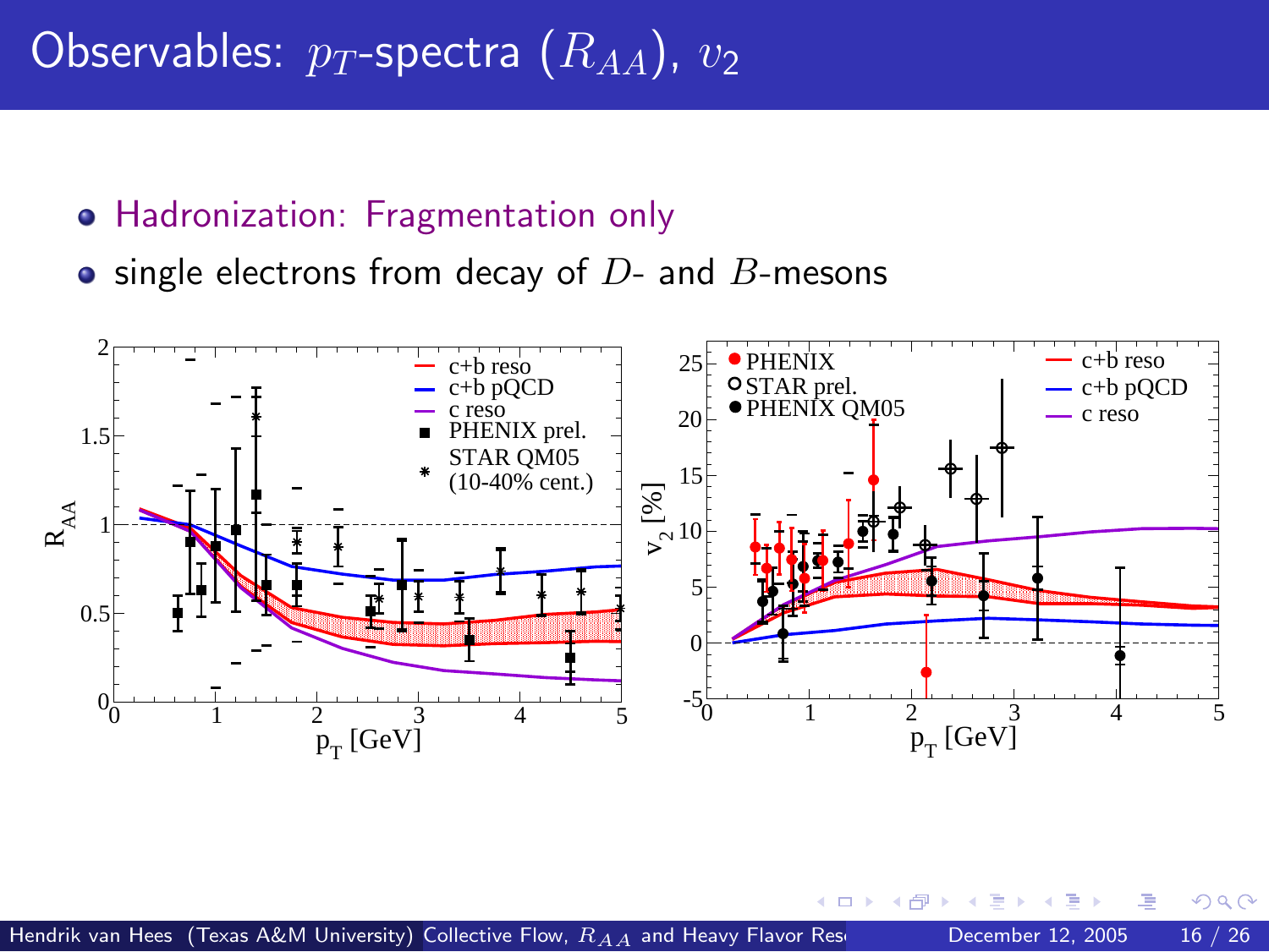# Observables: $p_T$-spectra ($R_{AA}$), $v_2$

- Hadronization: Fragmentation only
- single electrons from decay of $D$- and $B$-mesons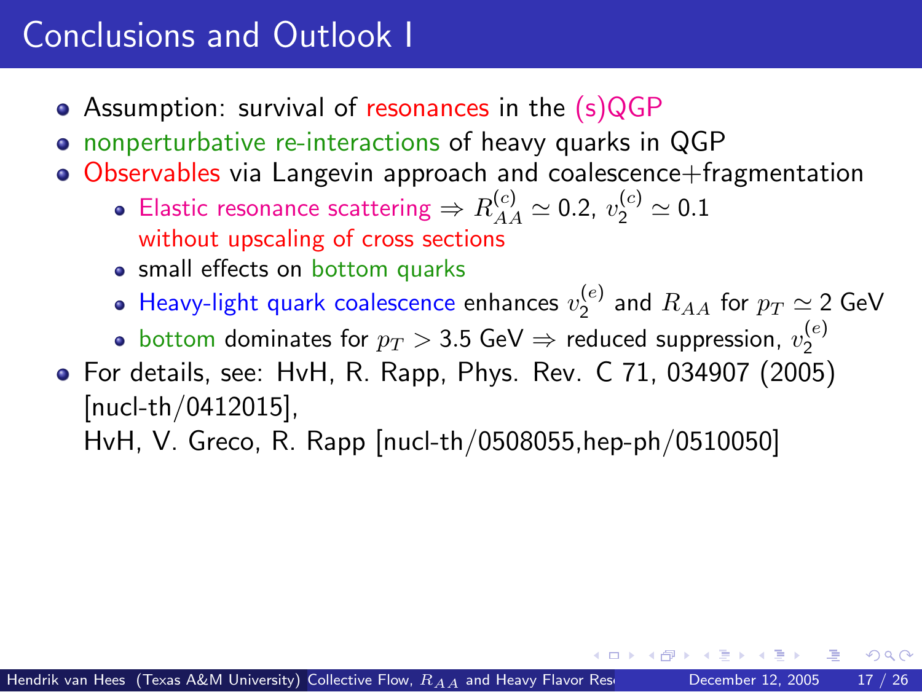# Conclusions and Outlook I

- Assumption: survival of resonances in the (s)QGP
- nonperturbative re-interactions of heavy quarks in QGP
- Observables via Langevin approach and coalescence+fragmentation
  - Elastic resonance scattering $\Rightarrow R_{AA}^{(c)} \simeq 0.2$, $v_2^{(c)} \simeq 0.1$ without upscaling of cross sections
  - small effects on bottom quarks
  - Heavy-light quark coalescence enhances $v_2^{(e)}$ and $R_{AA}$ for $p_T \simeq 2$ GeV
  - bottom dominates for $p_T > 3.5$ GeV $\Rightarrow$ reduced suppression, $v_2^{(e)}$
- For details, see: HvH, R. Rapp, Phys. Rev. C 71, 034907 (2005) [nucl-th/0412015],
  HvH, V. Greco, R. Rapp [nucl-th/0508055,hep-ph/0510050]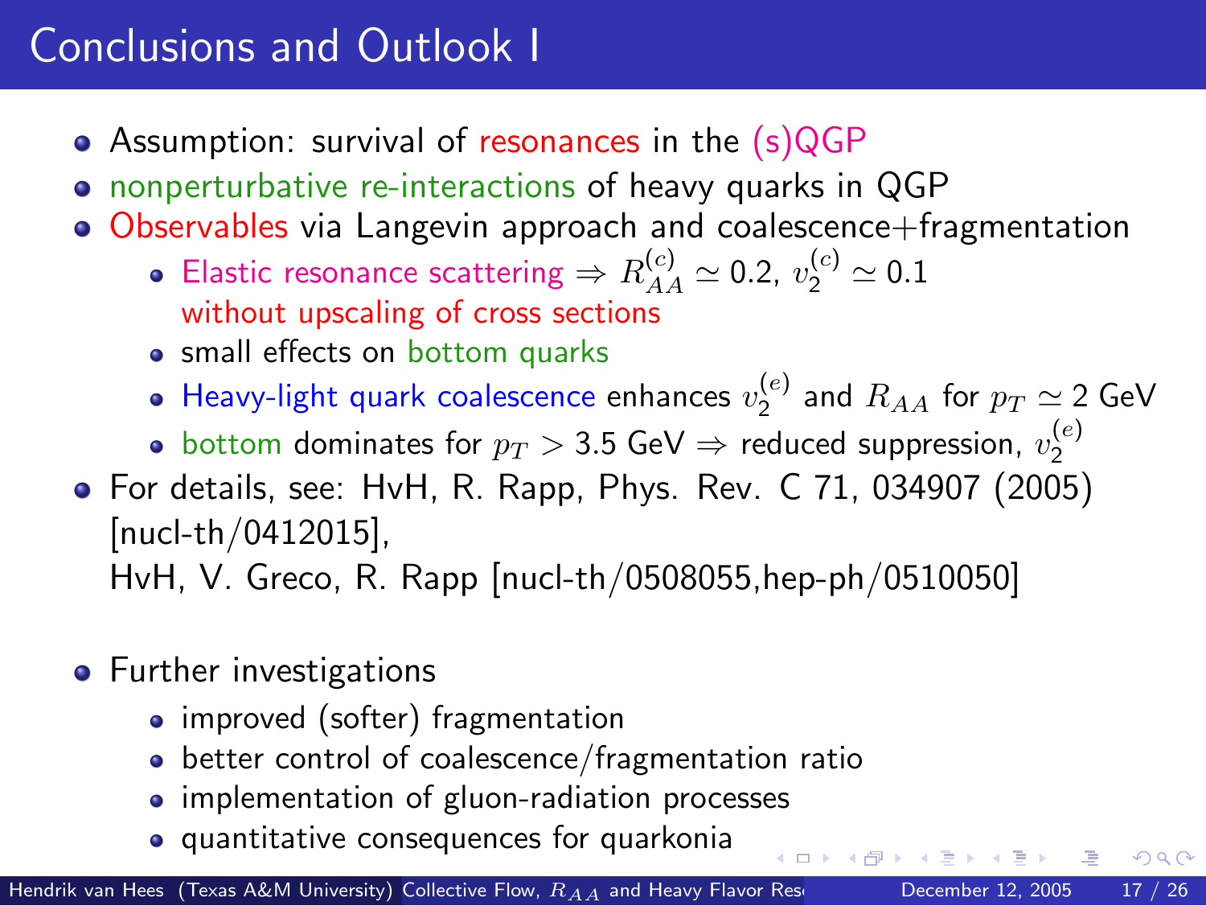# Conclusions and Outlook I

- Assumption: survival of resonances in the (s)QGP
- nonperturbative re-interactions of heavy quarks in QGP
- Observables via Langevin approach and coalescence+fragmentation
  - Elastic resonance scattering $\Rightarrow R_{AA}^{(c)} \simeq 0.2$, $v_2^{(c)} \simeq 0.1$ without upscaling of cross sections
  - small effects on bottom quarks
  - Heavy-light quark coalescence enhances $v_2^{(e)}$ and $R_{AA}$ for $p_T \simeq 2$ GeV
  - bottom dominates for $p_T > 3.5$ GeV $\Rightarrow$ reduced suppression, $v_2^{(e)}$
- For details, see: HvH, R. Rapp, Phys. Rev. C 71, 034907 (2005) [nucl-th/0412015], HvH, V. Greco, R. Rapp [nucl-th/0508055,hep-ph/0510050]

- Further investigations
  - improved (softer) fragmentation
  - better control of coalescence/fragmentation ratio
  - implementation of gluon-radiation processes
  - quantitative consequences for quarkonia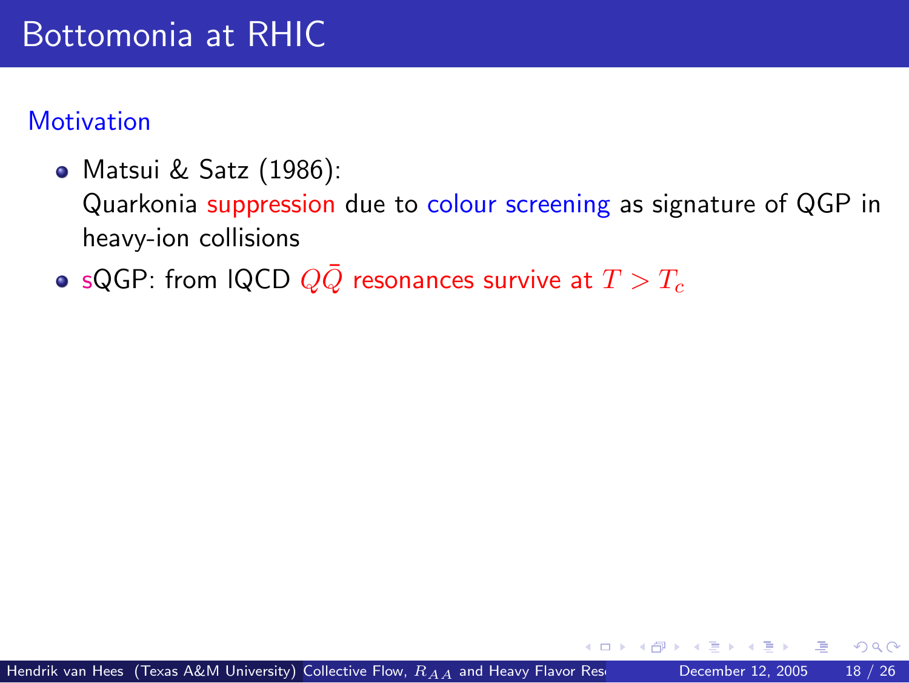# Bottomonia at RHIC

## Motivation

- Matsui & Satz (1986):
  Quarkonia suppression due to colour screening as signature of QGP in heavy-ion collisions
- sQGP: from lQCD $Q\bar{Q}$ resonances survive at $T > T_c$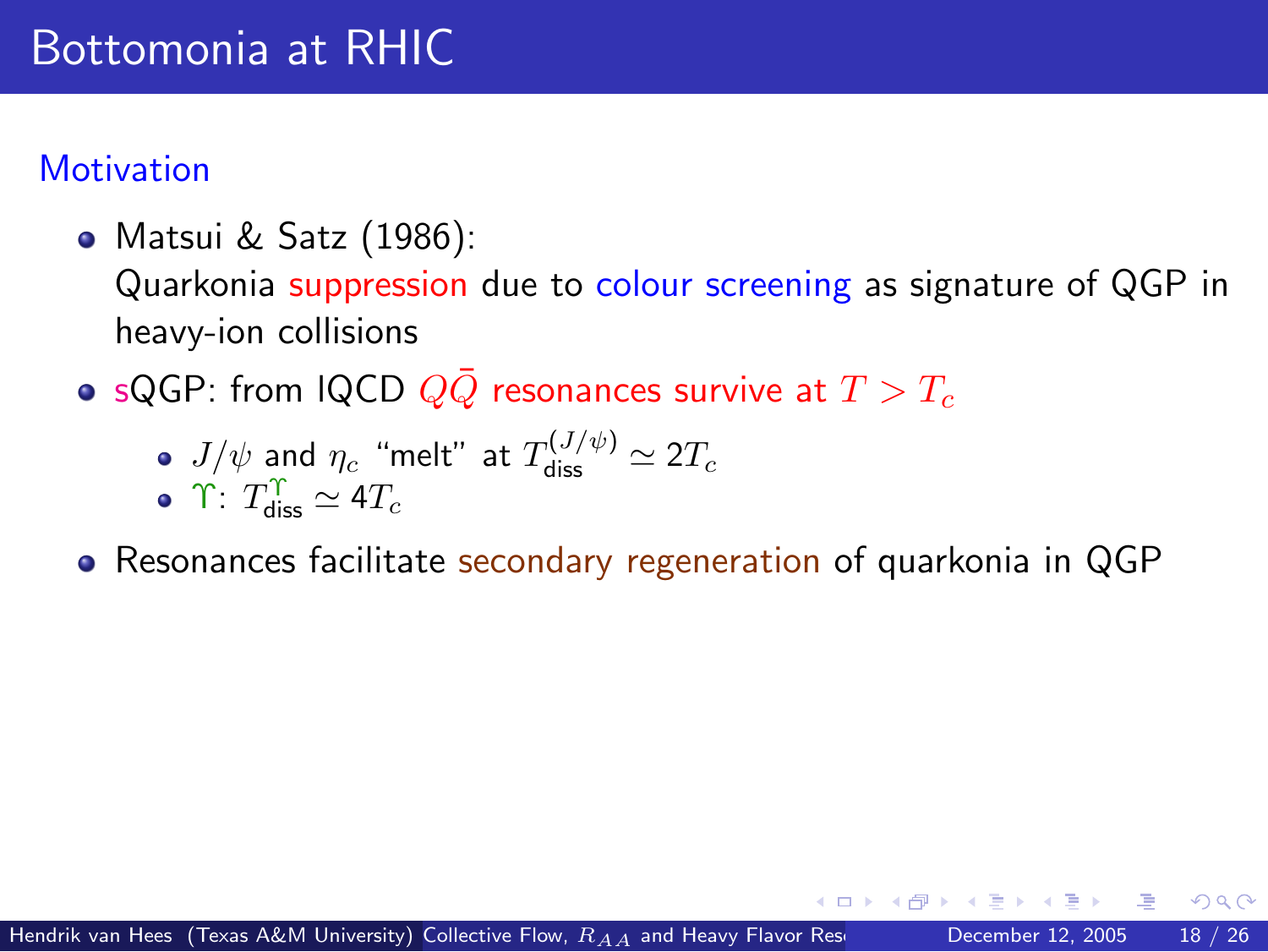# Bottomonia at RHIC

## Motivation

- Matsui & Satz (1986):
  Quarkonia suppression due to colour screening as signature of QGP in heavy-ion collisions
- sQGP: from lQCD $Q\bar{Q}$ resonances survive at $T > T_c$
  - $J/\psi$ and $\eta_c$ "melt" at $T_{\text{diss}}^{(J/\psi)} \simeq 2T_c$
  - $\Upsilon$: $T_{\text{diss}}^{\Upsilon} \simeq 4T_c$
- Resonances facilitate secondary regeneration of quarkonia in QGP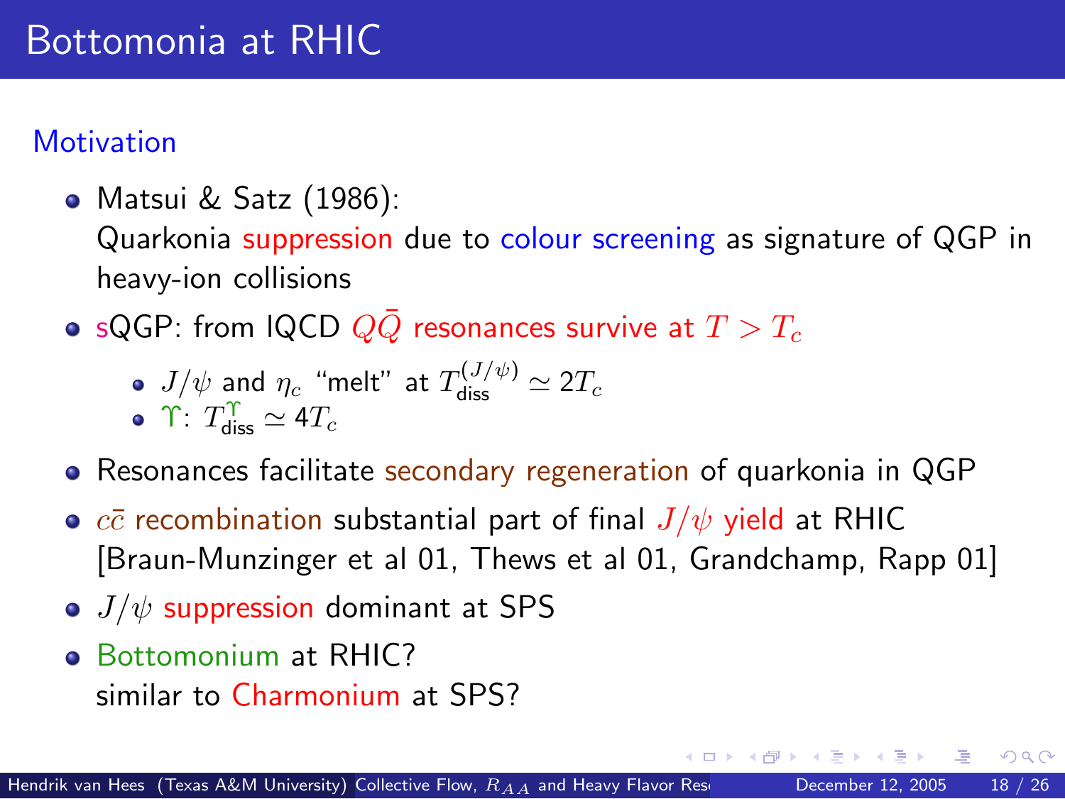# Bottomonia at RHIC

## Motivation

- Matsui & Satz (1986):
  Quarkonia suppression due to colour screening as signature of QGP in heavy-ion collisions
- sQGP: from lQCD $Q\bar{Q}$ resonances survive at $T > T_c$
  - $J/\psi$ and $\eta_c$ "melt" at $T_{\text{diss}}^{(J/\psi)} \simeq 2T_c$
  - $\Upsilon$: $T_{\text{diss}}^{\Upsilon} \simeq 4T_c$
- Resonances facilitate secondary regeneration of quarkonia in QGP
- $c\bar{c}$ recombination substantial part of final $J/\psi$ yield at RHIC [Braun-Munzinger et al 01, Thews et al 01, Grandchamp, Rapp 01]
- $J/\psi$ suppression dominant at SPS
- Bottomonium at RHIC?
  similar to Charmonium at SPS?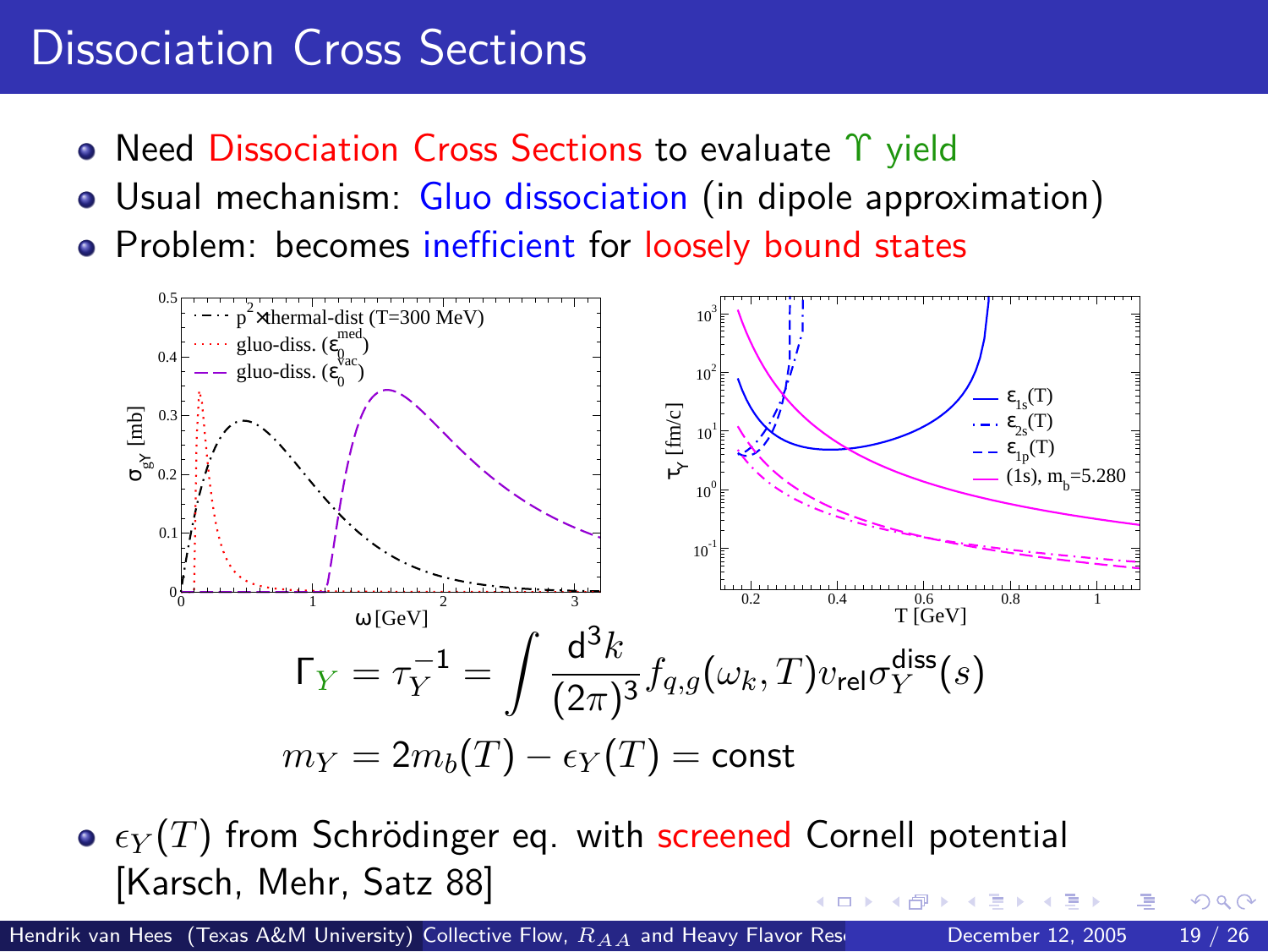# Dissociation Cross Sections

- Need Dissociation Cross Sections to evaluate $\Upsilon$ yield
- Usual mechanism: Gluo dissociation (in dipole approximation)
- Problem: becomes inefficient for loosely bound states

$$\Gamma_Y = \tau_Y^{-1} = \int \frac{\mathrm{d}^3 k}{(2\pi)^3} f_{q,g}(\omega_k, T) v_{\text{rel}} \sigma_Y^{\text{diss}}(s)$$

$$m_Y = 2m_b(T) - \epsilon_Y(T) = \text{const}$$

- $\epsilon_Y(T)$ from Schrödinger eq. with screened Cornell potential [Karsch, Mehr, Satz 88]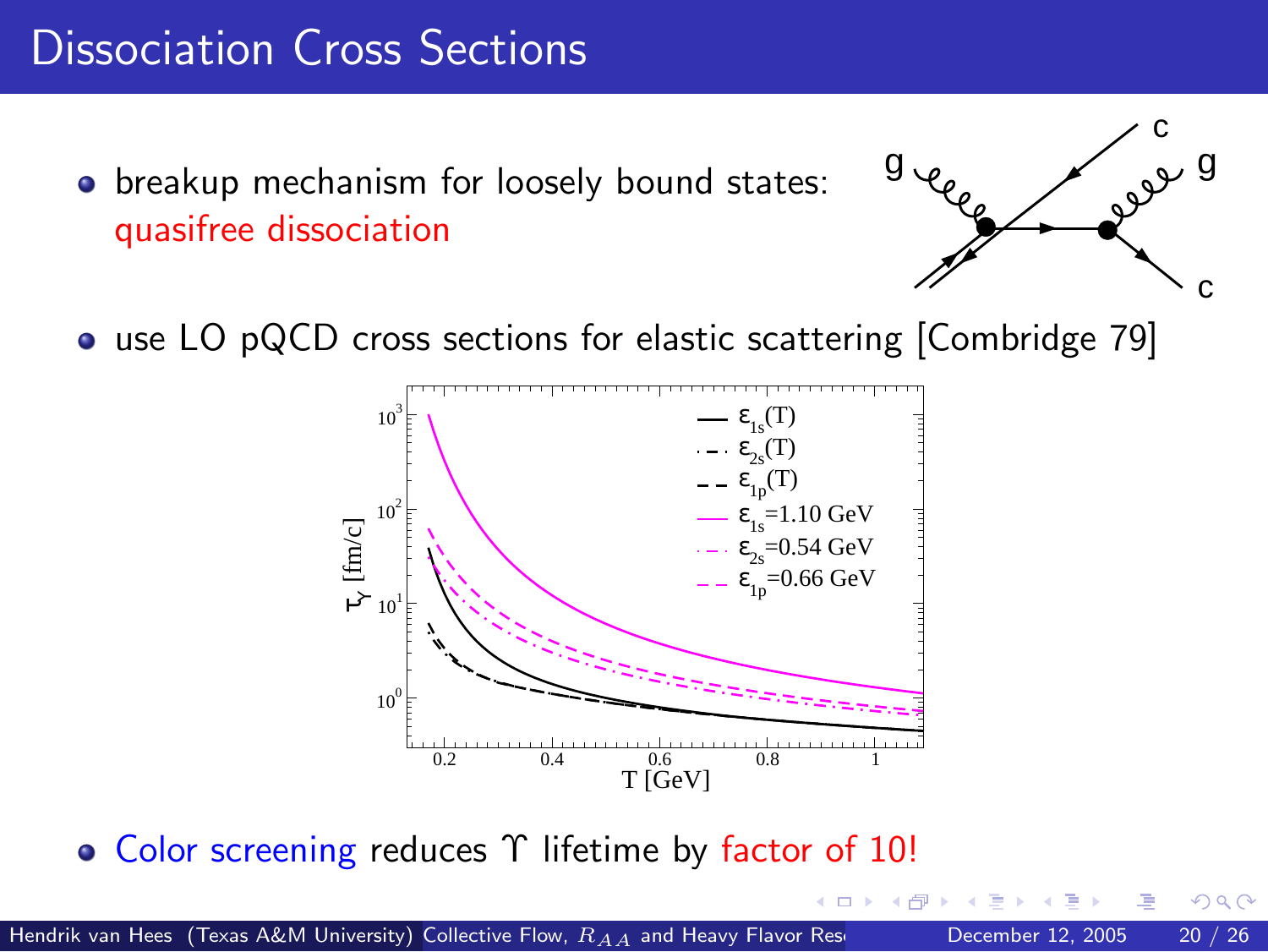# Dissociation Cross Sections

- breakup mechanism for loosely bound states: quasifree dissociation
- use LO pQCD cross sections for elastic scattering [Combridge 79]
- Color screening reduces $\Upsilon$ lifetime by factor of 10!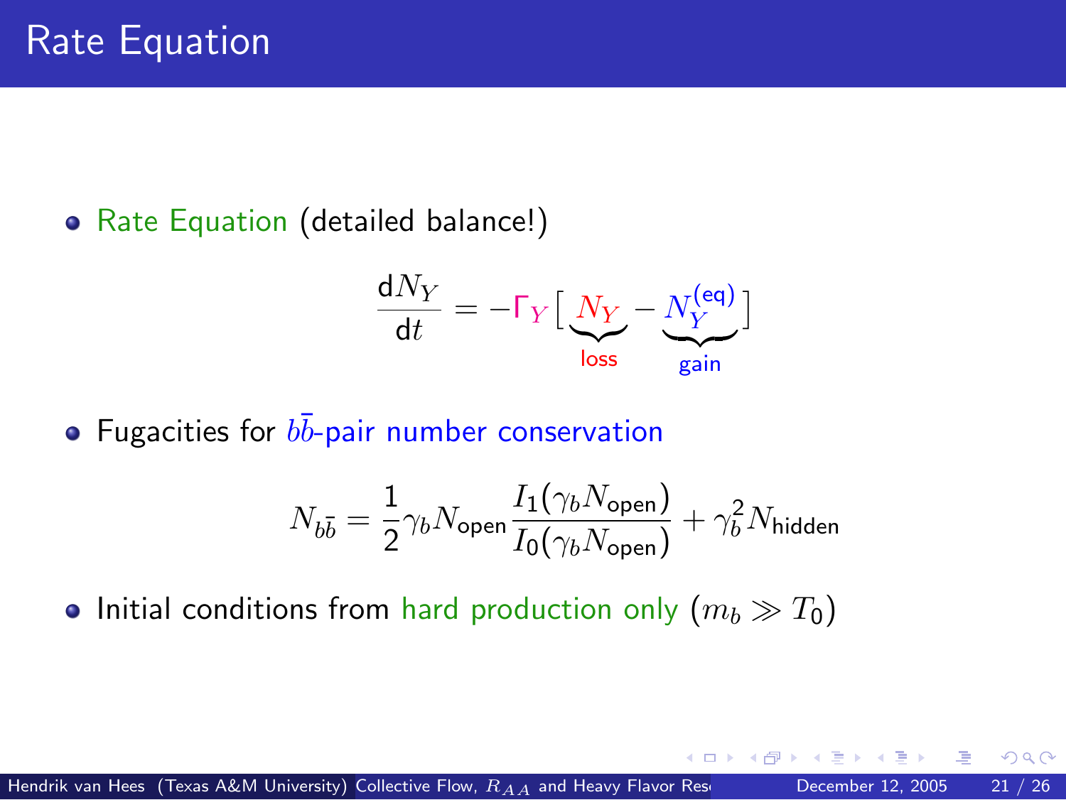# Rate Equation

- Rate Equation (detailed balance!)

$$\frac{\mathrm{d}N_Y}{\mathrm{d}t} = -\Gamma_Y \big[ \underbrace{N_Y}_{\text{loss}} - \underbrace{N_Y^{(\text{eq})}}_{\text{gain}} \big]$$

- Fugacities for $b\bar{b}$-pair number conservation

$$N_{b\bar{b}} = \frac{1}{2}\gamma_b N_{\text{open}} \frac{I_1(\gamma_b N_{\text{open}})}{I_0(\gamma_b N_{\text{open}})} + \gamma_b^2 N_{\text{hidden}}$$

- Initial conditions from hard production only ($m_b \gg T_0$)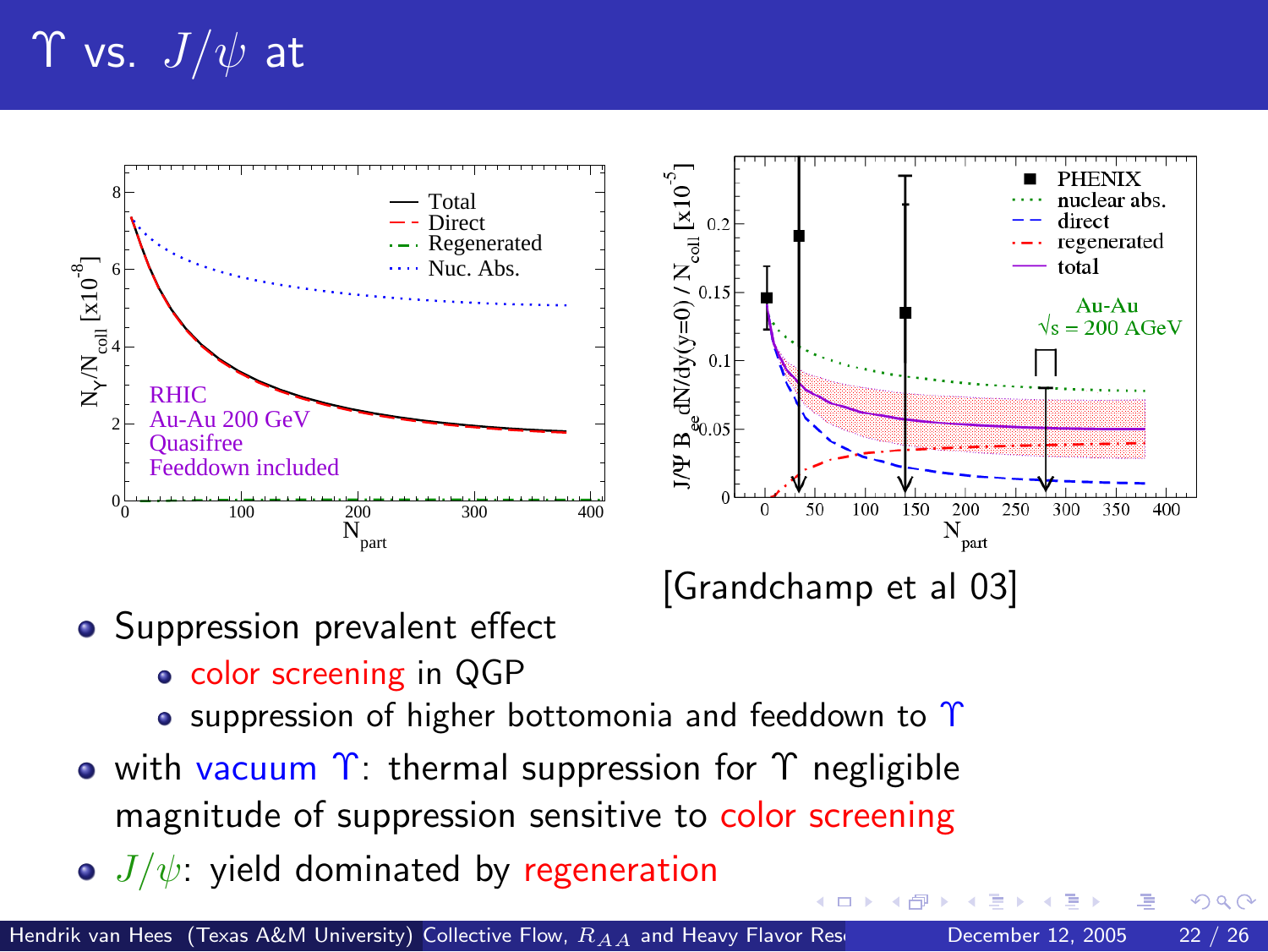# $\Upsilon$ vs. $J/\psi$ at

[Grandchamp et al 03]

- Suppression prevalent effect
  - color screening in QGP
  - suppression of higher bottomonia and feeddown to $\Upsilon$
- with vacuum $\Upsilon$: thermal suppression for $\Upsilon$ negligible magnitude of suppression sensitive to color screening
- $J/\psi$: yield dominated by regeneration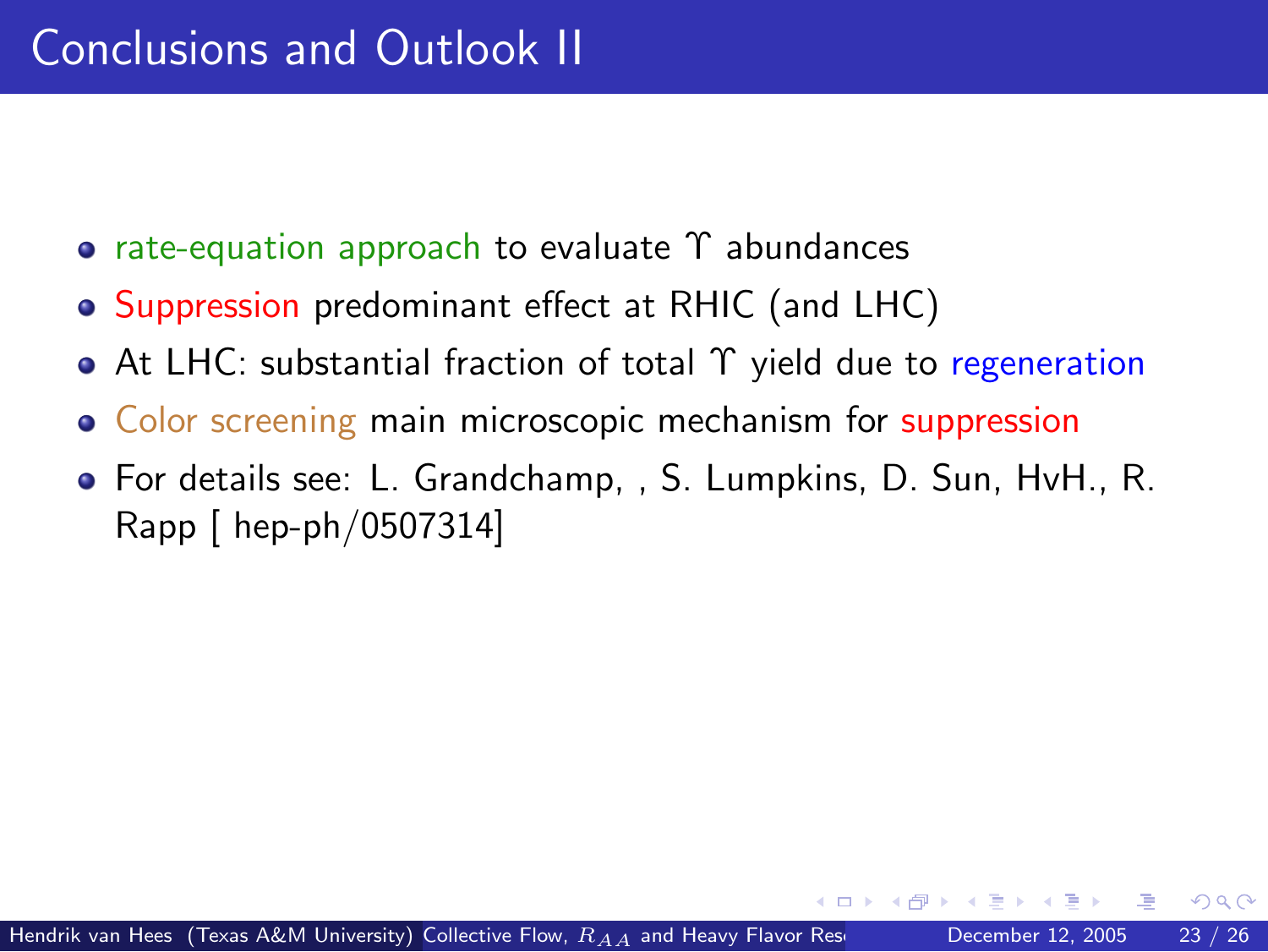# Conclusions and Outlook II

- rate-equation approach to evaluate $\Upsilon$ abundances
- Suppression predominant effect at RHIC (and LHC)
- At LHC: substantial fraction of total $\Upsilon$ yield due to regeneration
- Color screening main microscopic mechanism for suppression
- For details see: L. Grandchamp, , S. Lumpkins, D. Sun, HvH., R. Rapp [ hep-ph/0507314]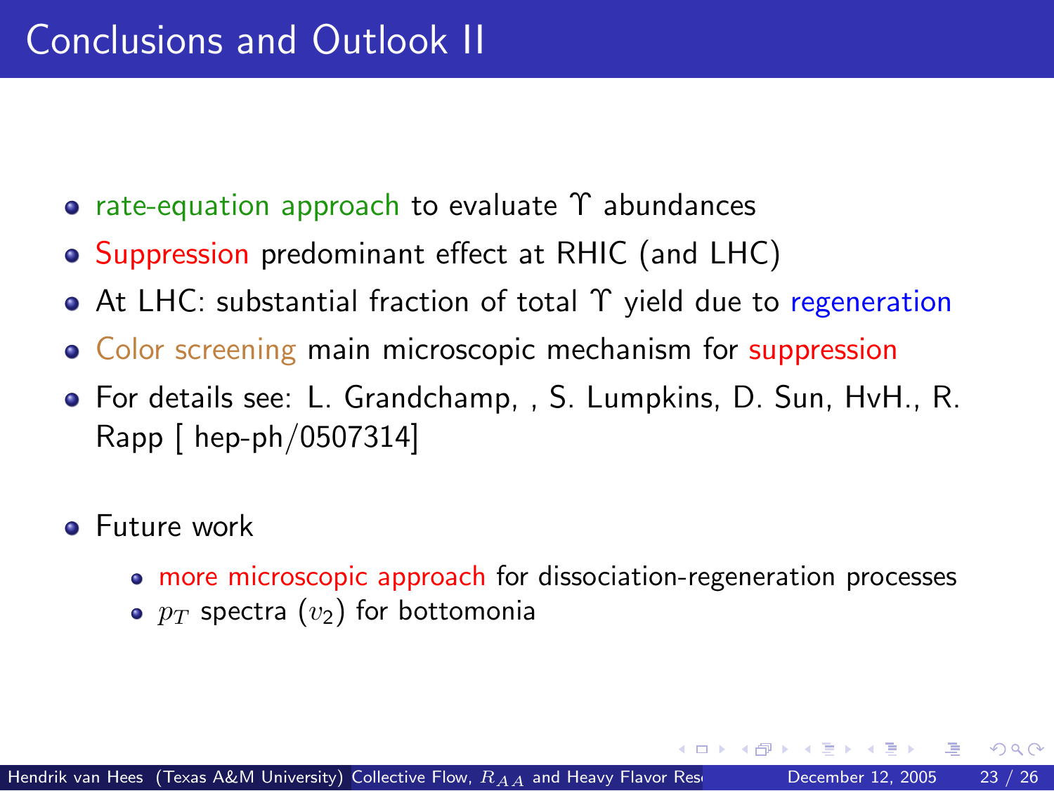# Conclusions and Outlook II

- rate-equation approach to evaluate $\Upsilon$ abundances
- Suppression predominant effect at RHIC (and LHC)
- At LHC: substantial fraction of total $\Upsilon$ yield due to regeneration
- Color screening main microscopic mechanism for suppression
- For details see: L. Grandchamp, , S. Lumpkins, D. Sun, HvH., R. Rapp [ hep-ph/0507314]

- Future work
  - more microscopic approach for dissociation-regeneration processes
  - $p_T$ spectra ($v_2$) for bottomonia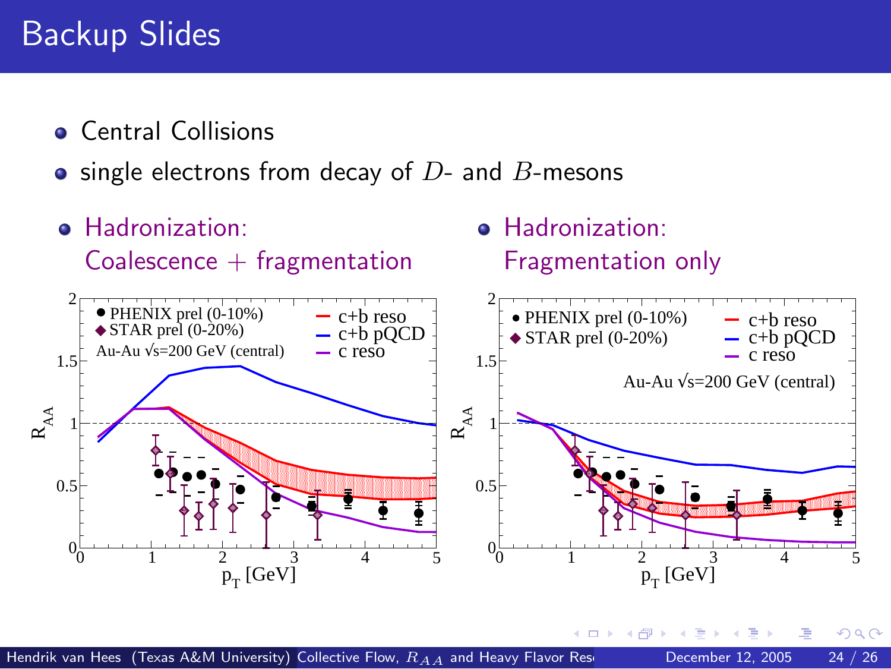# Backup Slides

- Central Collisions
- single electrons from decay of $D$- and $B$-mesons

- Hadronization: Coalescence + fragmentation

- Hadronization: Fragmentation only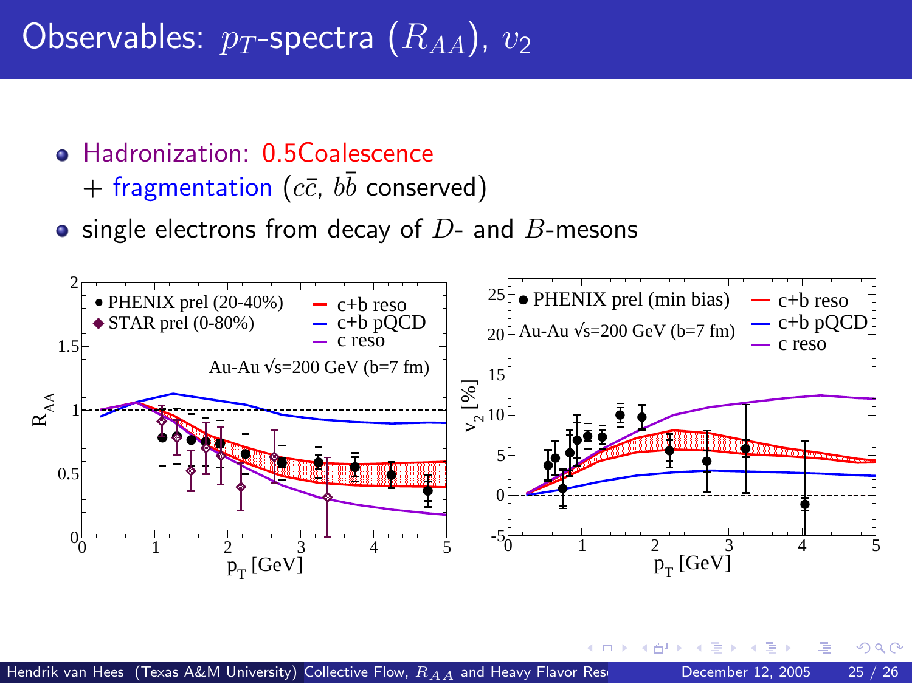# Observables: $p_T$-spectra ($R_{AA}$), $v_2$

- Hadronization: 0.5Coalescence
  + fragmentation ($c\bar{c}$, $b\bar{b}$ conserved)
- single electrons from decay of $D$- and $B$-mesons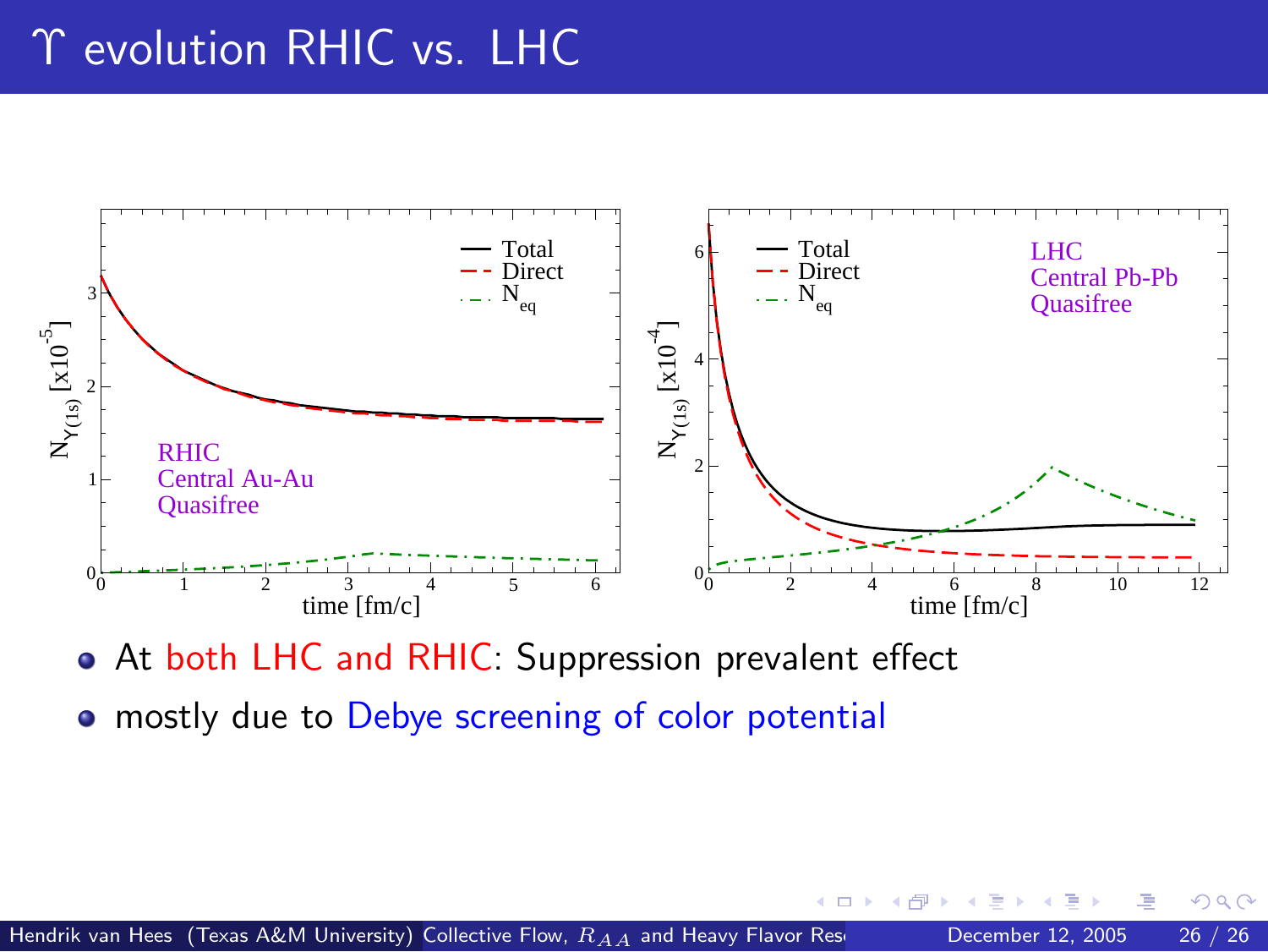# $\Upsilon$ evolution RHIC vs. LHC

Total
Direct
$N_{eq}$

RHIC
Central Au-Au
Quasifree

$N_{\Upsilon(1s)}$ [x10$^{-5}$]

time [fm/c]

Total
Direct
$N_{eq}$

LHC
Central Pb-Pb
Quasifree

$N_{\Upsilon(1s)}$ [x10$^{-4}$]

time [fm/c]

- At both LHC and RHIC: Suppression prevalent effect
- mostly due to Debye screening of color potential